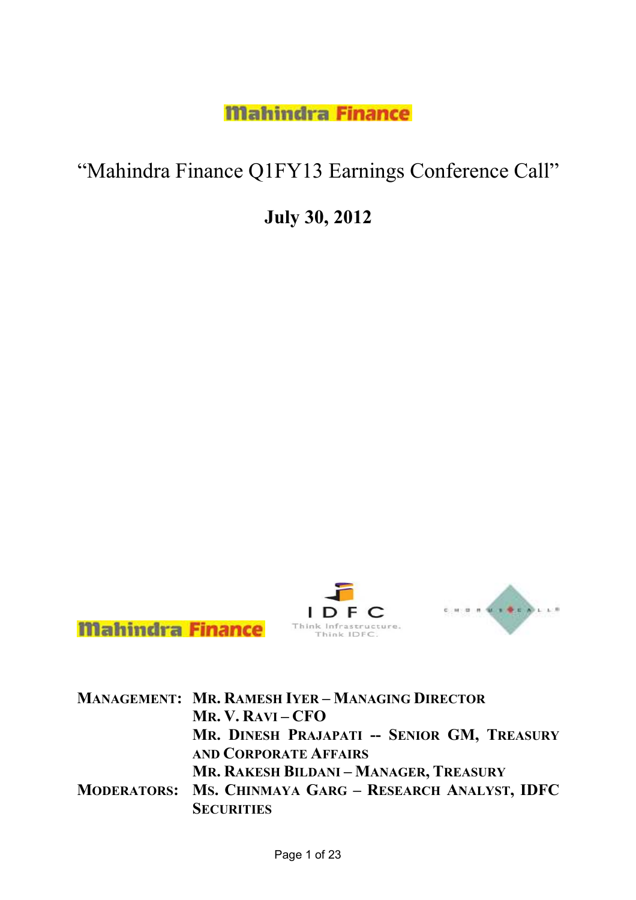Mahindra Finance

# "Mahindra Finance Q1FY13 Earnings Conference Call"

## July 30, 2012

Mahindra Finance

IDFC

Think Infrastructure. Think IDFC.

**MANAGEMENT:** **MR. RAMESH IYER – MANAGING DIRECTOR**
**MR. V. RAVI – CFO**
**MR. DINESH PRAJAPATI -- SENIOR GM, TREASURY AND CORPORATE AFFAIRS**
**MR. RAKESH BILDANI – MANAGER, TREASURY**

**MODERATORS:** **MS. CHINMAYA GARG – RESEARCH ANALYST, IDFC SECURITIES**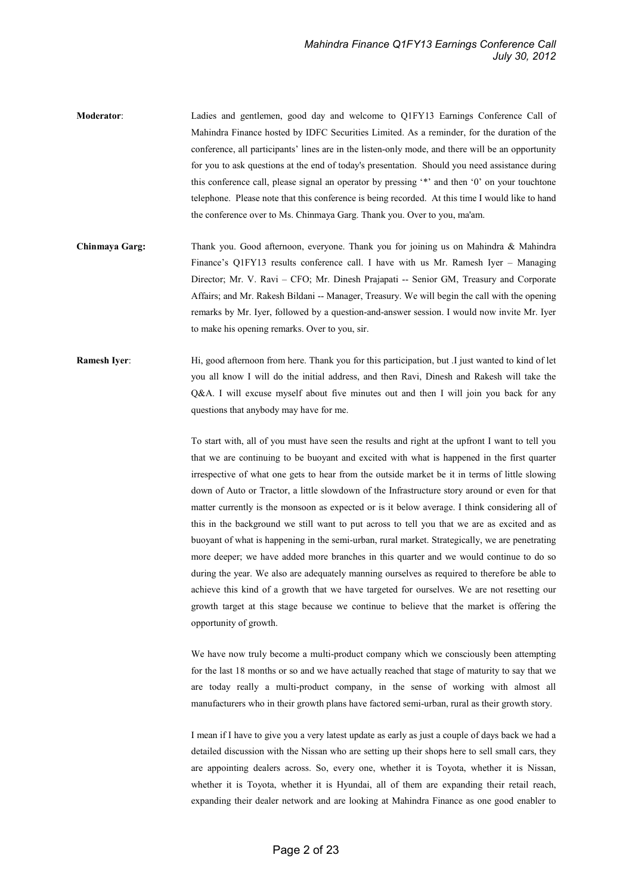**Moderator**: Ladies and gentlemen, good day and welcome to Q1FY13 Earnings Conference Call of Mahindra Finance hosted by IDFC Securities Limited. As a reminder, for the duration of the conference, all participants' lines are in the listen-only mode, and there will be an opportunity for you to ask questions at the end of today's presentation. Should you need assistance during this conference call, please signal an operator by pressing '*' and then '0' on your touchtone telephone. Please note that this conference is being recorded. At this time I would like to hand the conference over to Ms. Chinmaya Garg. Thank you. Over to you, ma'am.

**Chinmaya Garg:** Thank you. Good afternoon, everyone. Thank you for joining us on Mahindra & Mahindra Finance's Q1FY13 results conference call. I have with us Mr. Ramesh Iyer – Managing Director; Mr. V. Ravi – CFO; Mr. Dinesh Prajapati -- Senior GM, Treasury and Corporate Affairs; and Mr. Rakesh Bildani -- Manager, Treasury. We will begin the call with the opening remarks by Mr. Iyer, followed by a question-and-answer session. I would now invite Mr. Iyer to make his opening remarks. Over to you, sir.

**Ramesh Iyer**: Hi, good afternoon from here. Thank you for this participation, but .I just wanted to kind of let you all know I will do the initial address, and then Ravi, Dinesh and Rakesh will take the Q&A. I will excuse myself about five minutes out and then I will join you back for any questions that anybody may have for me.

To start with, all of you must have seen the results and right at the upfront I want to tell you that we are continuing to be buoyant and excited with what is happened in the first quarter irrespective of what one gets to hear from the outside market be it in terms of little slowing down of Auto or Tractor, a little slowdown of the Infrastructure story around or even for that matter currently is the monsoon as expected or is it below average. I think considering all of this in the background we still want to put across to tell you that we are as excited and as buoyant of what is happening in the semi-urban, rural market. Strategically, we are penetrating more deeper; we have added more branches in this quarter and we would continue to do so during the year. We also are adequately manning ourselves as required to therefore be able to achieve this kind of a growth that we have targeted for ourselves. We are not resetting our growth target at this stage because we continue to believe that the market is offering the opportunity of growth.

We have now truly become a multi-product company which we consciously been attempting for the last 18 months or so and we have actually reached that stage of maturity to say that we are today really a multi-product company, in the sense of working with almost all manufacturers who in their growth plans have factored semi-urban, rural as their growth story.

I mean if I have to give you a very latest update as early as just a couple of days back we had a detailed discussion with the Nissan who are setting up their shops here to sell small cars, they are appointing dealers across. So, every one, whether it is Toyota, whether it is Nissan, whether it is Toyota, whether it is Hyundai, all of them are expanding their retail reach, expanding their dealer network and are looking at Mahindra Finance as one good enabler to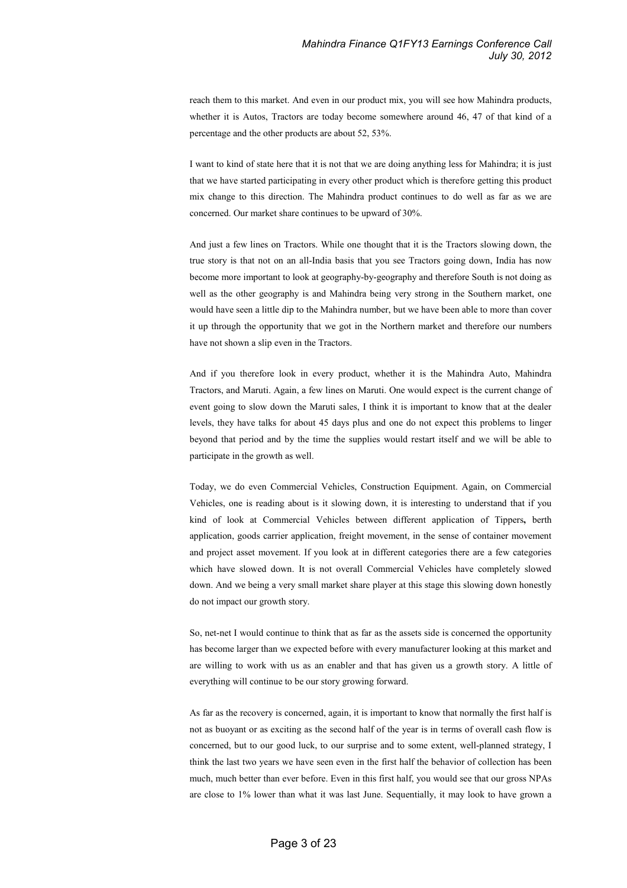reach them to this market. And even in our product mix, you will see how Mahindra products, whether it is Autos, Tractors are today become somewhere around 46, 47 of that kind of a percentage and the other products are about 52, 53%.

I want to kind of state here that it is not that we are doing anything less for Mahindra; it is just that we have started participating in every other product which is therefore getting this product mix change to this direction. The Mahindra product continues to do well as far as we are concerned. Our market share continues to be upward of 30%.

And just a few lines on Tractors. While one thought that it is the Tractors slowing down, the true story is that not on an all-India basis that you see Tractors going down, India has now become more important to look at geography-by-geography and therefore South is not doing as well as the other geography is and Mahindra being very strong in the Southern market, one would have seen a little dip to the Mahindra number, but we have been able to more than cover it up through the opportunity that we got in the Northern market and therefore our numbers have not shown a slip even in the Tractors.

And if you therefore look in every product, whether it is the Mahindra Auto, Mahindra Tractors, and Maruti. Again, a few lines on Maruti. One would expect is the current change of event going to slow down the Maruti sales, I think it is important to know that at the dealer levels, they have talks for about 45 days plus and one do not expect this problems to linger beyond that period and by the time the supplies would restart itself and we will be able to participate in the growth as well.

Today, we do even Commercial Vehicles, Construction Equipment. Again, on Commercial Vehicles, one is reading about is it slowing down, it is interesting to understand that if you kind of look at Commercial Vehicles between different application of Tippers**,** berth application, goods carrier application, freight movement, in the sense of container movement and project asset movement. If you look at in different categories there are a few categories which have slowed down. It is not overall Commercial Vehicles have completely slowed down. And we being a very small market share player at this stage this slowing down honestly do not impact our growth story.

So, net-net I would continue to think that as far as the assets side is concerned the opportunity has become larger than we expected before with every manufacturer looking at this market and are willing to work with us as an enabler and that has given us a growth story. A little of everything will continue to be our story growing forward.

As far as the recovery is concerned, again, it is important to know that normally the first half is not as buoyant or as exciting as the second half of the year is in terms of overall cash flow is concerned, but to our good luck, to our surprise and to some extent, well-planned strategy, I think the last two years we have seen even in the first half the behavior of collection has been much, much better than ever before. Even in this first half, you would see that our gross NPAs are close to 1% lower than what it was last June. Sequentially, it may look to have grown a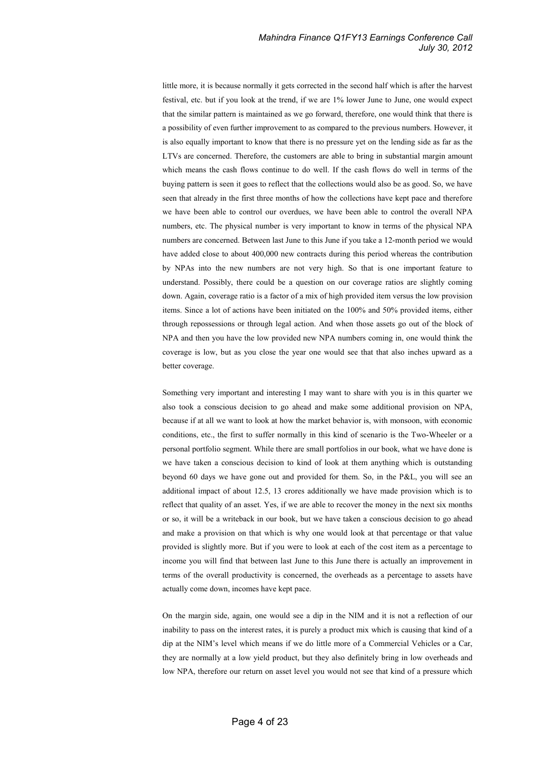little more, it is because normally it gets corrected in the second half which is after the harvest festival, etc. but if you look at the trend, if we are 1% lower June to June, one would expect that the similar pattern is maintained as we go forward, therefore, one would think that there is a possibility of even further improvement to as compared to the previous numbers. However, it is also equally important to know that there is no pressure yet on the lending side as far as the LTVs are concerned. Therefore, the customers are able to bring in substantial margin amount which means the cash flows continue to do well. If the cash flows do well in terms of the buying pattern is seen it goes to reflect that the collections would also be as good. So, we have seen that already in the first three months of how the collections have kept pace and therefore we have been able to control our overdues, we have been able to control the overall NPA numbers, etc. The physical number is very important to know in terms of the physical NPA numbers are concerned. Between last June to this June if you take a 12-month period we would have added close to about 400,000 new contracts during this period whereas the contribution by NPAs into the new numbers are not very high. So that is one important feature to understand. Possibly, there could be a question on our coverage ratios are slightly coming down. Again, coverage ratio is a factor of a mix of high provided item versus the low provision items. Since a lot of actions have been initiated on the 100% and 50% provided items, either through repossessions or through legal action. And when those assets go out of the block of NPA and then you have the low provided new NPA numbers coming in, one would think the coverage is low, but as you close the year one would see that that also inches upward as a better coverage.

Something very important and interesting I may want to share with you is in this quarter we also took a conscious decision to go ahead and make some additional provision on NPA, because if at all we want to look at how the market behavior is, with monsoon, with economic conditions, etc., the first to suffer normally in this kind of scenario is the Two-Wheeler or a personal portfolio segment. While there are small portfolios in our book, what we have done is we have taken a conscious decision to kind of look at them anything which is outstanding beyond 60 days we have gone out and provided for them. So, in the P&L, you will see an additional impact of about 12.5, 13 crores additionally we have made provision which is to reflect that quality of an asset. Yes, if we are able to recover the money in the next six months or so, it will be a writeback in our book, but we have taken a conscious decision to go ahead and make a provision on that which is why one would look at that percentage or that value provided is slightly more. But if you were to look at each of the cost item as a percentage to income you will find that between last June to this June there is actually an improvement in terms of the overall productivity is concerned, the overheads as a percentage to assets have actually come down, incomes have kept pace.

On the margin side, again, one would see a dip in the NIM and it is not a reflection of our inability to pass on the interest rates, it is purely a product mix which is causing that kind of a dip at the NIM's level which means if we do little more of a Commercial Vehicles or a Car, they are normally at a low yield product, but they also definitely bring in low overheads and low NPA, therefore our return on asset level you would not see that kind of a pressure which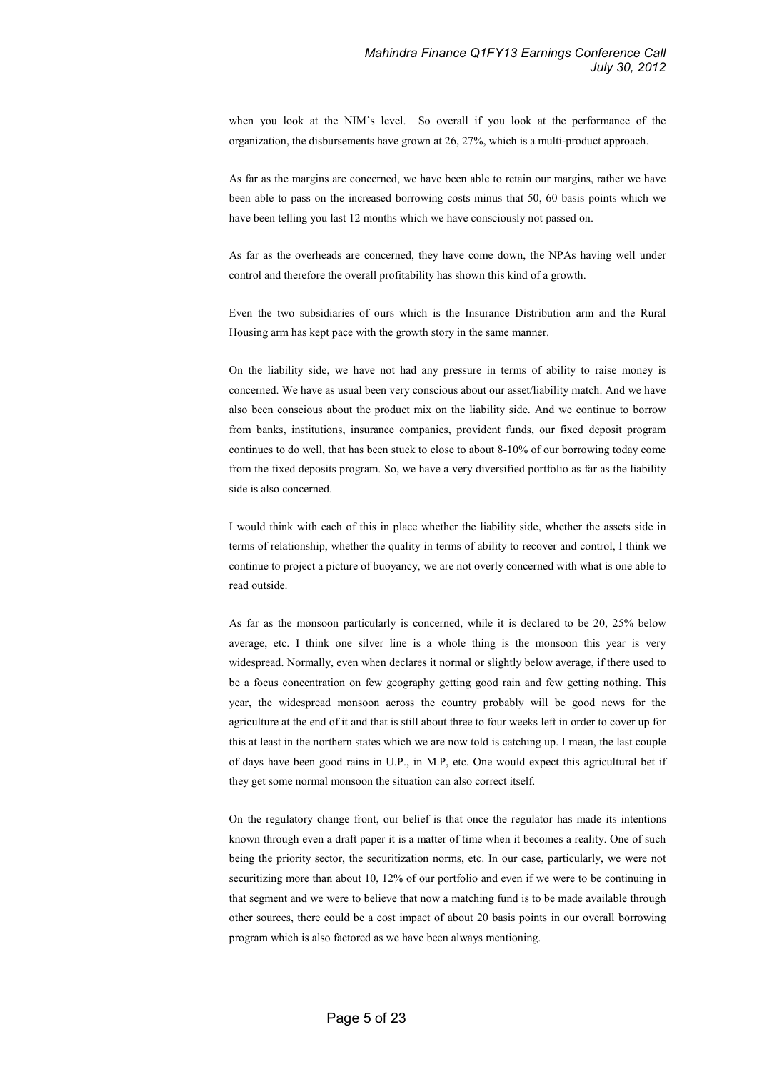when you look at the NIM's level. So overall if you look at the performance of the organization, the disbursements have grown at 26, 27%, which is a multi-product approach.

As far as the margins are concerned, we have been able to retain our margins, rather we have been able to pass on the increased borrowing costs minus that 50, 60 basis points which we have been telling you last 12 months which we have consciously not passed on.

As far as the overheads are concerned, they have come down, the NPAs having well under control and therefore the overall profitability has shown this kind of a growth.

Even the two subsidiaries of ours which is the Insurance Distribution arm and the Rural Housing arm has kept pace with the growth story in the same manner.

On the liability side, we have not had any pressure in terms of ability to raise money is concerned. We have as usual been very conscious about our asset/liability match. And we have also been conscious about the product mix on the liability side. And we continue to borrow from banks, institutions, insurance companies, provident funds, our fixed deposit program continues to do well, that has been stuck to close to about 8-10% of our borrowing today come from the fixed deposits program. So, we have a very diversified portfolio as far as the liability side is also concerned.

I would think with each of this in place whether the liability side, whether the assets side in terms of relationship, whether the quality in terms of ability to recover and control, I think we continue to project a picture of buoyancy, we are not overly concerned with what is one able to read outside.

As far as the monsoon particularly is concerned, while it is declared to be 20, 25% below average, etc. I think one silver line is a whole thing is the monsoon this year is very widespread. Normally, even when declares it normal or slightly below average, if there used to be a focus concentration on few geography getting good rain and few getting nothing. This year, the widespread monsoon across the country probably will be good news for the agriculture at the end of it and that is still about three to four weeks left in order to cover up for this at least in the northern states which we are now told is catching up. I mean, the last couple of days have been good rains in U.P., in M.P, etc. One would expect this agricultural bet if they get some normal monsoon the situation can also correct itself.

On the regulatory change front, our belief is that once the regulator has made its intentions known through even a draft paper it is a matter of time when it becomes a reality. One of such being the priority sector, the securitization norms, etc. In our case, particularly, we were not securitizing more than about 10, 12% of our portfolio and even if we were to be continuing in that segment and we were to believe that now a matching fund is to be made available through other sources, there could be a cost impact of about 20 basis points in our overall borrowing program which is also factored as we have been always mentioning.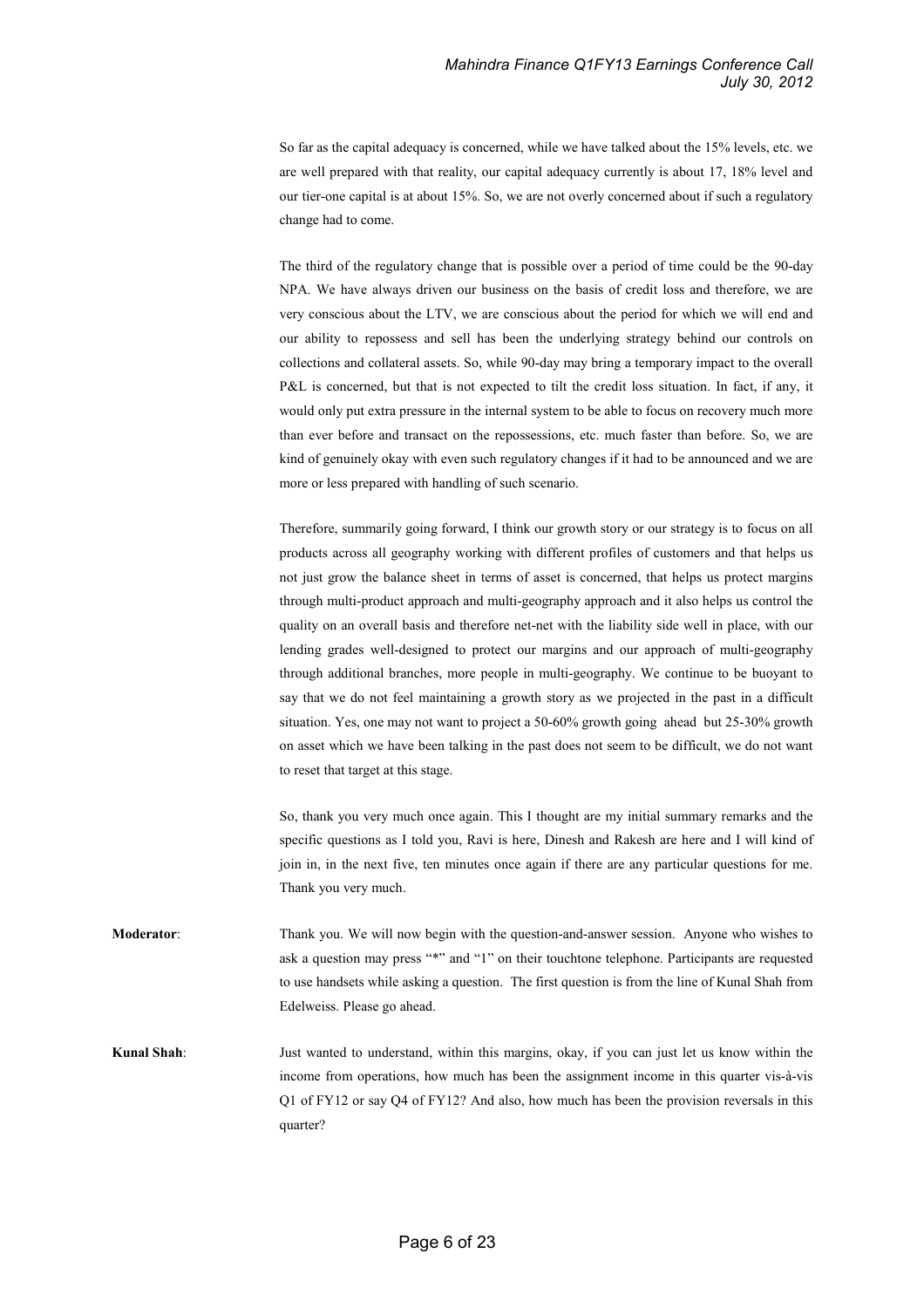So far as the capital adequacy is concerned, while we have talked about the 15% levels, etc. we are well prepared with that reality, our capital adequacy currently is about 17, 18% level and our tier-one capital is at about 15%. So, we are not overly concerned about if such a regulatory change had to come.

The third of the regulatory change that is possible over a period of time could be the 90-day NPA. We have always driven our business on the basis of credit loss and therefore, we are very conscious about the LTV, we are conscious about the period for which we will end and our ability to repossess and sell has been the underlying strategy behind our controls on collections and collateral assets. So, while 90-day may bring a temporary impact to the overall P&L is concerned, but that is not expected to tilt the credit loss situation. In fact, if any, it would only put extra pressure in the internal system to be able to focus on recovery much more than ever before and transact on the repossessions, etc. much faster than before. So, we are kind of genuinely okay with even such regulatory changes if it had to be announced and we are more or less prepared with handling of such scenario.

Therefore, summarily going forward, I think our growth story or our strategy is to focus on all products across all geography working with different profiles of customers and that helps us not just grow the balance sheet in terms of asset is concerned, that helps us protect margins through multi-product approach and multi-geography approach and it also helps us control the quality on an overall basis and therefore net-net with the liability side well in place, with our lending grades well-designed to protect our margins and our approach of multi-geography through additional branches, more people in multi-geography. We continue to be buoyant to say that we do not feel maintaining a growth story as we projected in the past in a difficult situation. Yes, one may not want to project a 50-60% growth going ahead but 25-30% growth on asset which we have been talking in the past does not seem to be difficult, we do not want to reset that target at this stage.

So, thank you very much once again. This I thought are my initial summary remarks and the specific questions as I told you, Ravi is here, Dinesh and Rakesh are here and I will kind of join in, in the next five, ten minutes once again if there are any particular questions for me. Thank you very much.

**Moderator**: Thank you. We will now begin with the question-and-answer session. Anyone who wishes to ask a question may press "*" and "1" on their touchtone telephone. Participants are requested to use handsets while asking a question. The first question is from the line of Kunal Shah from Edelweiss. Please go ahead.

**Kunal Shah**: Just wanted to understand, within this margins, okay, if you can just let us know within the income from operations, how much has been the assignment income in this quarter vis-à-vis Q1 of FY12 or say Q4 of FY12? And also, how much has been the provision reversals in this quarter?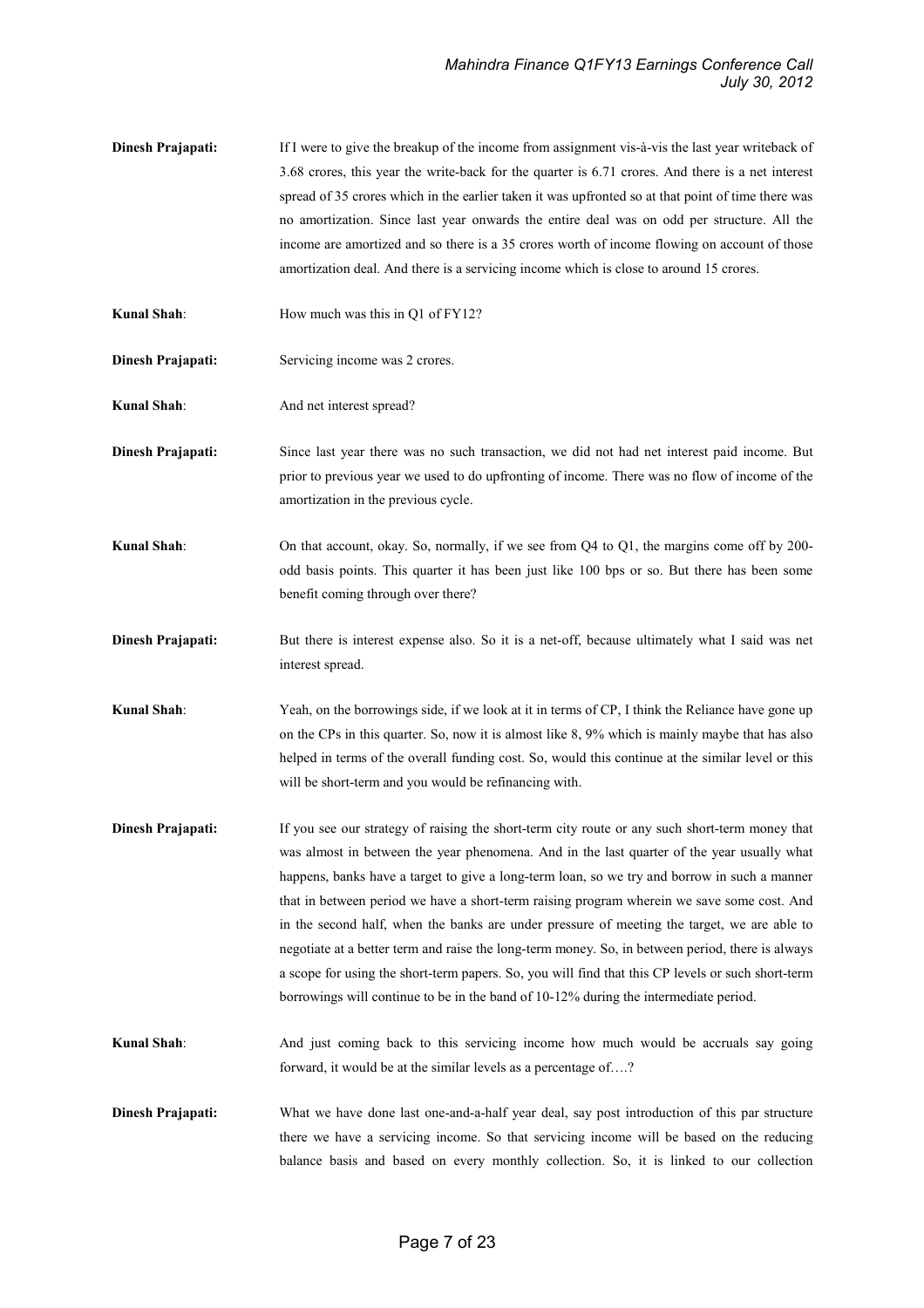**Dinesh Prajapati:** If I were to give the breakup of the income from assignment vis-à-vis the last year writeback of 3.68 crores, this year the write-back for the quarter is 6.71 crores. And there is a net interest spread of 35 crores which in the earlier taken it was upfronted so at that point of time there was no amortization. Since last year onwards the entire deal was on odd per structure. All the income are amortized and so there is a 35 crores worth of income flowing on account of those amortization deal. And there is a servicing income which is close to around 15 crores.

**Kunal Shah**: How much was this in Q1 of FY12?

**Dinesh Prajapati:** Servicing income was 2 crores.

**Kunal Shah**: And net interest spread?

**Dinesh Prajapati:** Since last year there was no such transaction, we did not had net interest paid income. But prior to previous year we used to do upfronting of income. There was no flow of income of the amortization in the previous cycle.

**Kunal Shah**: On that account, okay. So, normally, if we see from Q4 to Q1, the margins come off by 200-odd basis points. This quarter it has been just like 100 bps or so. But there has been some benefit coming through over there?

**Dinesh Prajapati:** But there is interest expense also. So it is a net-off, because ultimately what I said was net interest spread.

**Kunal Shah**: Yeah, on the borrowings side, if we look at it in terms of CP, I think the Reliance have gone up on the CPs in this quarter. So, now it is almost like 8, 9% which is mainly maybe that has also helped in terms of the overall funding cost. So, would this continue at the similar level or this will be short-term and you would be refinancing with.

**Dinesh Prajapati:** If you see our strategy of raising the short-term city route or any such short-term money that was almost in between the year phenomena. And in the last quarter of the year usually what happens, banks have a target to give a long-term loan, so we try and borrow in such a manner that in between period we have a short-term raising program wherein we save some cost. And in the second half, when the banks are under pressure of meeting the target, we are able to negotiate at a better term and raise the long-term money. So, in between period, there is always a scope for using the short-term papers. So, you will find that this CP levels or such short-term borrowings will continue to be in the band of 10-12% during the intermediate period.

**Kunal Shah**: And just coming back to this servicing income how much would be accruals say going forward, it would be at the similar levels as a percentage of….?

**Dinesh Prajapati:** What we have done last one-and-a-half year deal, say post introduction of this par structure there we have a servicing income. So that servicing income will be based on the reducing balance basis and based on every monthly collection. So, it is linked to our collection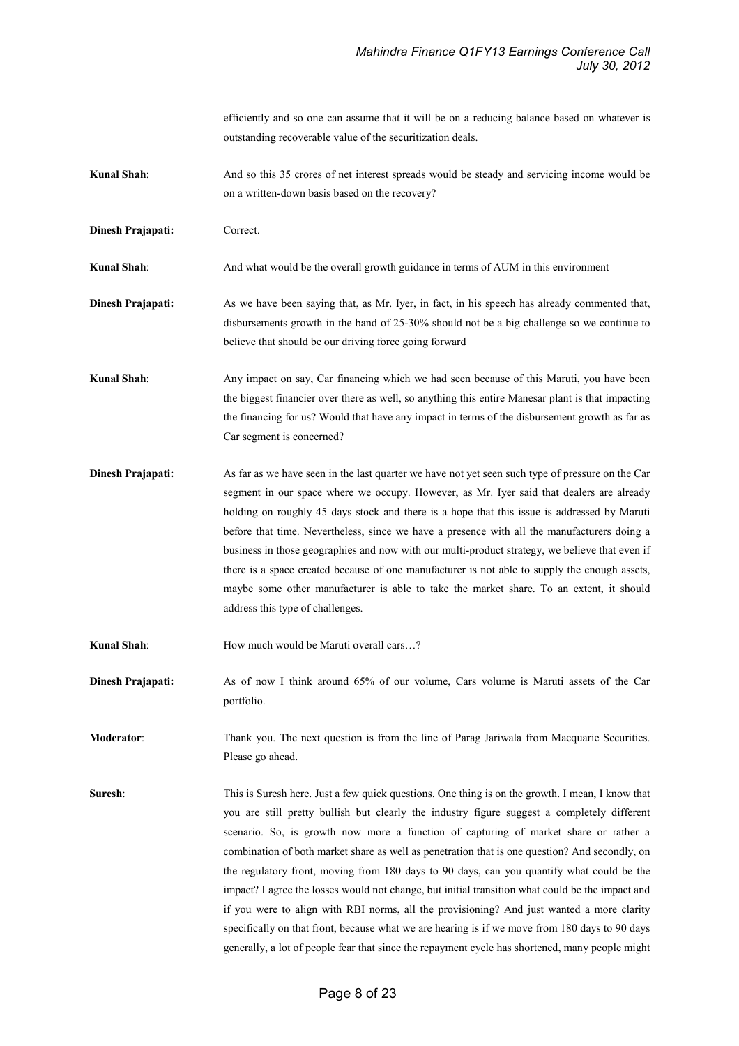efficiently and so one can assume that it will be on a reducing balance based on whatever is outstanding recoverable value of the securitization deals.

**Kunal Shah**: And so this 35 crores of net interest spreads would be steady and servicing income would be on a written-down basis based on the recovery?

**Dinesh Prajapati:** Correct.

**Kunal Shah**: And what would be the overall growth guidance in terms of AUM in this environment

**Dinesh Prajapati:** As we have been saying that, as Mr. Iyer, in fact, in his speech has already commented that, disbursements growth in the band of 25-30% should not be a big challenge so we continue to believe that should be our driving force going forward

**Kunal Shah**: Any impact on say, Car financing which we had seen because of this Maruti, you have been the biggest financier over there as well, so anything this entire Manesar plant is that impacting the financing for us? Would that have any impact in terms of the disbursement growth as far as Car segment is concerned?

**Dinesh Prajapati:** As far as we have seen in the last quarter we have not yet seen such type of pressure on the Car segment in our space where we occupy. However, as Mr. Iyer said that dealers are already holding on roughly 45 days stock and there is a hope that this issue is addressed by Maruti before that time. Nevertheless, since we have a presence with all the manufacturers doing a business in those geographies and now with our multi-product strategy, we believe that even if there is a space created because of one manufacturer is not able to supply the enough assets, maybe some other manufacturer is able to take the market share. To an extent, it should address this type of challenges.

**Kunal Shah**: How much would be Maruti overall cars…?

**Dinesh Prajapati:** As of now I think around 65% of our volume, Cars volume is Maruti assets of the Car portfolio.

**Moderator**: Thank you. The next question is from the line of Parag Jariwala from Macquarie Securities. Please go ahead.

**Suresh**: This is Suresh here. Just a few quick questions. One thing is on the growth. I mean, I know that you are still pretty bullish but clearly the industry figure suggest a completely different scenario. So, is growth now more a function of capturing of market share or rather a combination of both market share as well as penetration that is one question? And secondly, on the regulatory front, moving from 180 days to 90 days, can you quantify what could be the impact? I agree the losses would not change, but initial transition what could be the impact and if you were to align with RBI norms, all the provisioning? And just wanted a more clarity specifically on that front, because what we are hearing is if we move from 180 days to 90 days generally, a lot of people fear that since the repayment cycle has shortened, many people might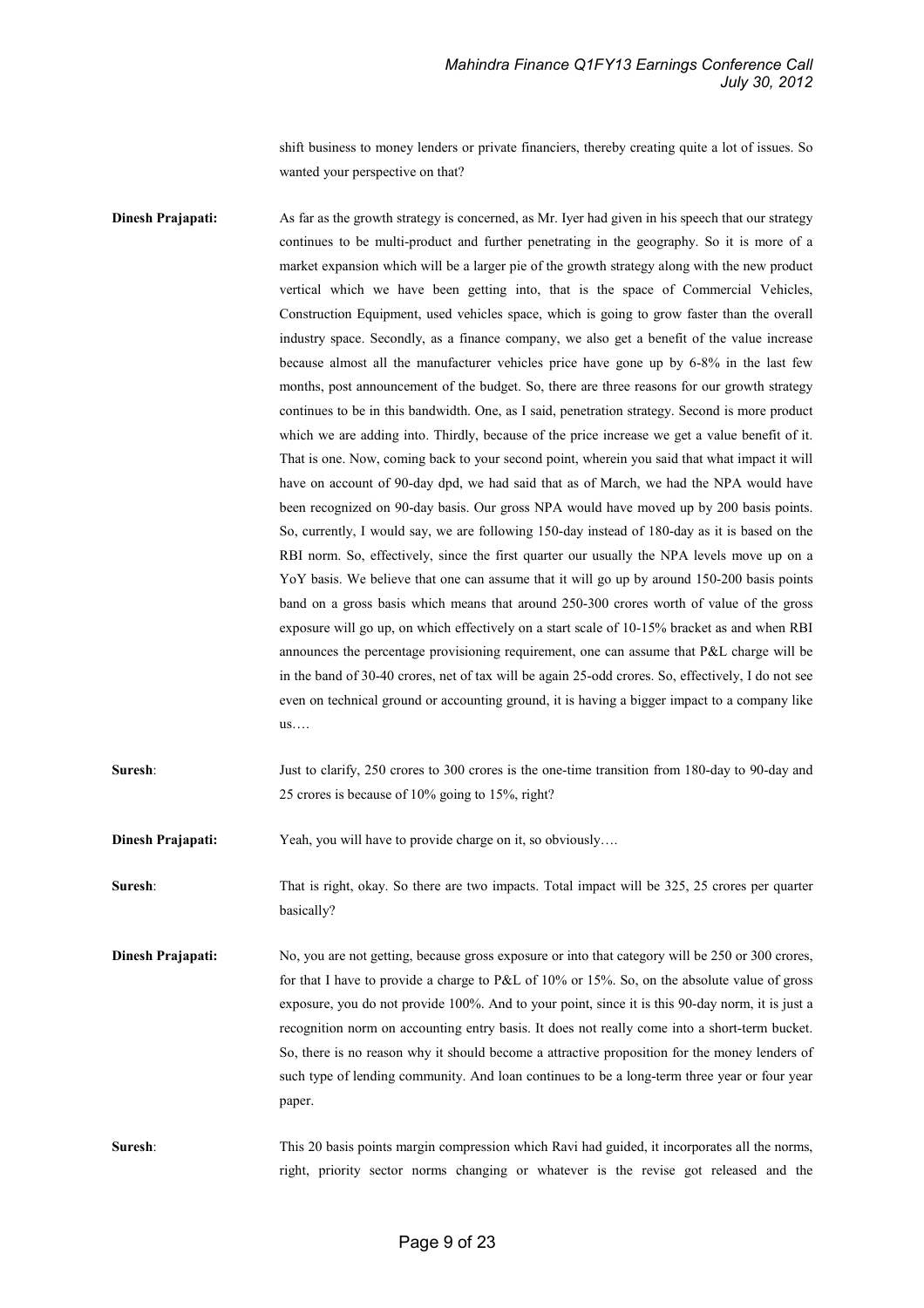shift business to money lenders or private financiers, thereby creating quite a lot of issues. So wanted your perspective on that?

**Dinesh Prajapati:** As far as the growth strategy is concerned, as Mr. Iyer had given in his speech that our strategy continues to be multi-product and further penetrating in the geography. So it is more of a market expansion which will be a larger pie of the growth strategy along with the new product vertical which we have been getting into, that is the space of Commercial Vehicles, Construction Equipment, used vehicles space, which is going to grow faster than the overall industry space. Secondly, as a finance company, we also get a benefit of the value increase because almost all the manufacturer vehicles price have gone up by 6-8% in the last few months, post announcement of the budget. So, there are three reasons for our growth strategy continues to be in this bandwidth. One, as I said, penetration strategy. Second is more product which we are adding into. Thirdly, because of the price increase we get a value benefit of it. That is one. Now, coming back to your second point, wherein you said that what impact it will have on account of 90-day dpd, we had said that as of March, we had the NPA would have been recognized on 90-day basis. Our gross NPA would have moved up by 200 basis points. So, currently, I would say, we are following 150-day instead of 180-day as it is based on the RBI norm. So, effectively, since the first quarter our usually the NPA levels move up on a YoY basis. We believe that one can assume that it will go up by around 150-200 basis points band on a gross basis which means that around 250-300 crores worth of value of the gross exposure will go up, on which effectively on a start scale of 10-15% bracket as and when RBI announces the percentage provisioning requirement, one can assume that P&L charge will be in the band of 30-40 crores, net of tax will be again 25-odd crores. So, effectively, I do not see even on technical ground or accounting ground, it is having a bigger impact to a company like us….

**Suresh**: Just to clarify, 250 crores to 300 crores is the one-time transition from 180-day to 90-day and 25 crores is because of 10% going to 15%, right?

**Dinesh Prajapati:** Yeah, you will have to provide charge on it, so obviously….

**Suresh**: That is right, okay. So there are two impacts. Total impact will be 325, 25 crores per quarter basically?

**Dinesh Prajapati:** No, you are not getting, because gross exposure or into that category will be 250 or 300 crores, for that I have to provide a charge to P&L of 10% or 15%. So, on the absolute value of gross exposure, you do not provide 100%. And to your point, since it is this 90-day norm, it is just a recognition norm on accounting entry basis. It does not really come into a short-term bucket. So, there is no reason why it should become a attractive proposition for the money lenders of such type of lending community. And loan continues to be a long-term three year or four year paper.

**Suresh**: This 20 basis points margin compression which Ravi had guided, it incorporates all the norms, right, priority sector norms changing or whatever is the revise got released and the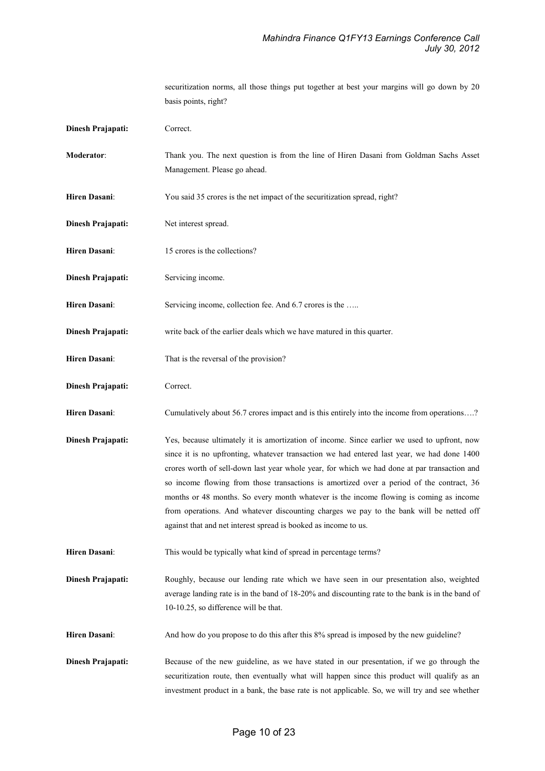securitization norms, all those things put together at best your margins will go down by 20 basis points, right?

**Dinesh Prajapati:** Correct.

**Moderator**: Thank you. The next question is from the line of Hiren Dasani from Goldman Sachs Asset Management. Please go ahead.

**Hiren Dasani**: You said 35 crores is the net impact of the securitization spread, right?

**Dinesh Prajapati:** Net interest spread.

**Hiren Dasani**: 15 crores is the collections?

**Dinesh Prajapati:** Servicing income.

**Hiren Dasani**: Servicing income, collection fee. And 6.7 crores is the …..

**Dinesh Prajapati:** write back of the earlier deals which we have matured in this quarter.

**Hiren Dasani**: That is the reversal of the provision?

**Dinesh Prajapati:** Correct.

**Hiren Dasani**: Cumulatively about 56.7 crores impact and is this entirely into the income from operations….?

**Dinesh Prajapati:** Yes, because ultimately it is amortization of income. Since earlier we used to upfront, now since it is no upfronting, whatever transaction we had entered last year, we had done 1400 crores worth of sell-down last year whole year, for which we had done at par transaction and so income flowing from those transactions is amortized over a period of the contract, 36 months or 48 months. So every month whatever is the income flowing is coming as income from operations. And whatever discounting charges we pay to the bank will be netted off against that and net interest spread is booked as income to us.

**Hiren Dasani**: This would be typically what kind of spread in percentage terms?

**Dinesh Prajapati:** Roughly, because our lending rate which we have seen in our presentation also, weighted average landing rate is in the band of 18-20% and discounting rate to the bank is in the band of 10-10.25, so difference will be that.

**Hiren Dasani**: And how do you propose to do this after this 8% spread is imposed by the new guideline?

**Dinesh Prajapati:** Because of the new guideline, as we have stated in our presentation, if we go through the securitization route, then eventually what will happen since this product will qualify as an investment product in a bank, the base rate is not applicable. So, we will try and see whether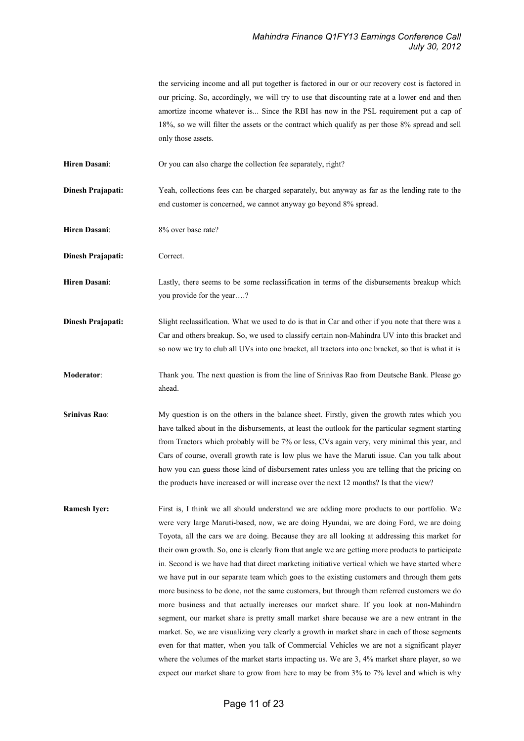the servicing income and all put together is factored in our or our recovery cost is factored in our pricing. So, accordingly, we will try to use that discounting rate at a lower end and then amortize income whatever is... Since the RBI has now in the PSL requirement put a cap of 18%, so we will filter the assets or the contract which qualify as per those 8% spread and sell only those assets.

**Hiren Dasani**: Or you can also charge the collection fee separately, right?

**Dinesh Prajapati:** Yeah, collections fees can be charged separately, but anyway as far as the lending rate to the end customer is concerned, we cannot anyway go beyond 8% spread.

**Hiren Dasani**: 8% over base rate?

**Dinesh Prajapati:** Correct.

**Hiren Dasani**: Lastly, there seems to be some reclassification in terms of the disbursements breakup which you provide for the year….?

**Dinesh Prajapati:** Slight reclassification. What we used to do is that in Car and other if you note that there was a Car and others breakup. So, we used to classify certain non-Mahindra UV into this bracket and so now we try to club all UVs into one bracket, all tractors into one bracket, so that is what it is

**Moderator**: Thank you. The next question is from the line of Srinivas Rao from Deutsche Bank. Please go ahead.

**Srinivas Rao**: My question is on the others in the balance sheet. Firstly, given the growth rates which you have talked about in the disbursements, at least the outlook for the particular segment starting from Tractors which probably will be 7% or less, CVs again very, very minimal this year, and Cars of course, overall growth rate is low plus we have the Maruti issue. Can you talk about how you can guess those kind of disbursement rates unless you are telling that the pricing on the products have increased or will increase over the next 12 months? Is that the view?

**Ramesh Iyer:** First is, I think we all should understand we are adding more products to our portfolio. We were very large Maruti-based, now, we are doing Hyundai, we are doing Ford, we are doing Toyota, all the cars we are doing. Because they are all looking at addressing this market for their own growth. So, one is clearly from that angle we are getting more products to participate in. Second is we have had that direct marketing initiative vertical which we have started where we have put in our separate team which goes to the existing customers and through them gets more business to be done, not the same customers, but through them referred customers we do more business and that actually increases our market share. If you look at non-Mahindra segment, our market share is pretty small market share because we are a new entrant in the market. So, we are visualizing very clearly a growth in market share in each of those segments even for that matter, when you talk of Commercial Vehicles we are not a significant player where the volumes of the market starts impacting us. We are 3, 4% market share player, so we expect our market share to grow from here to may be from 3% to 7% level and which is why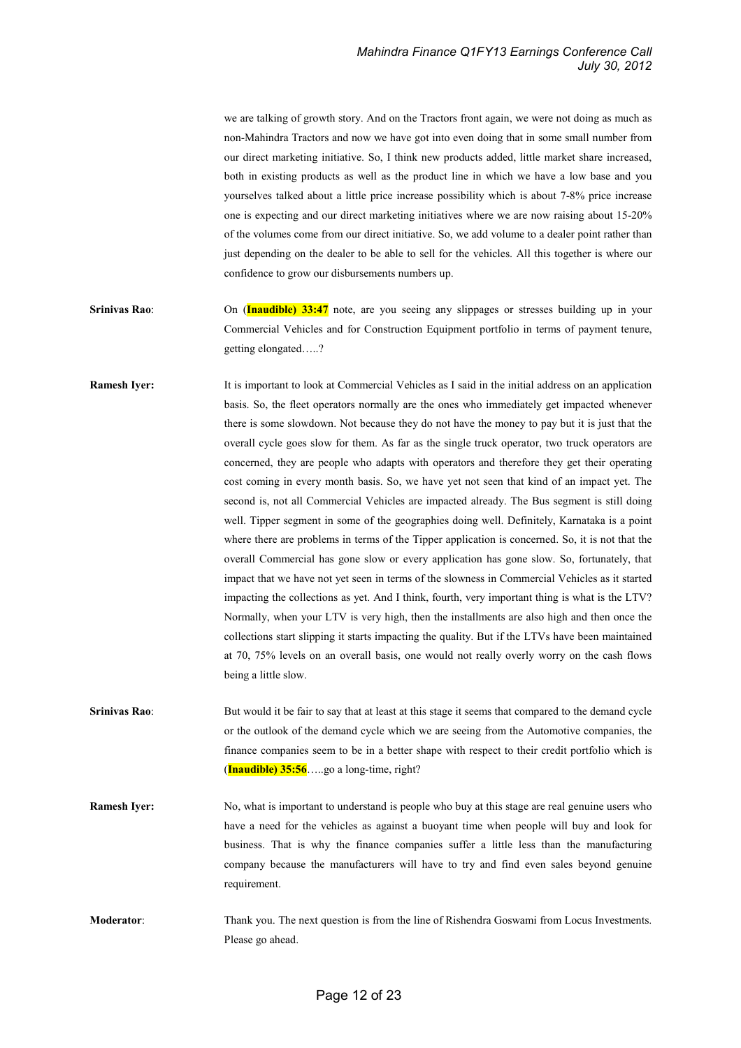we are talking of growth story. And on the Tractors front again, we were not doing as much as non-Mahindra Tractors and now we have got into even doing that in some small number from our direct marketing initiative. So, I think new products added, little market share increased, both in existing products as well as the product line in which we have a low base and you yourselves talked about a little price increase possibility which is about 7-8% price increase one is expecting and our direct marketing initiatives where we are now raising about 15-20% of the volumes come from our direct initiative. So, we add volume to a dealer point rather than just depending on the dealer to be able to sell for the vehicles. All this together is where our confidence to grow our disbursements numbers up.

**Srinivas Rao**: On (**Inaudible) 33:47** note, are you seeing any slippages or stresses building up in your Commercial Vehicles and for Construction Equipment portfolio in terms of payment tenure, getting elongated…..?

**Ramesh Iyer:** It is important to look at Commercial Vehicles as I said in the initial address on an application basis. So, the fleet operators normally are the ones who immediately get impacted whenever there is some slowdown. Not because they do not have the money to pay but it is just that the overall cycle goes slow for them. As far as the single truck operator, two truck operators are concerned, they are people who adapts with operators and therefore they get their operating cost coming in every month basis. So, we have yet not seen that kind of an impact yet. The second is, not all Commercial Vehicles are impacted already. The Bus segment is still doing well. Tipper segment in some of the geographies doing well. Definitely, Karnataka is a point where there are problems in terms of the Tipper application is concerned. So, it is not that the overall Commercial has gone slow or every application has gone slow. So, fortunately, that impact that we have not yet seen in terms of the slowness in Commercial Vehicles as it started impacting the collections as yet. And I think, fourth, very important thing is what is the LTV? Normally, when your LTV is very high, then the installments are also high and then once the collections start slipping it starts impacting the quality. But if the LTVs have been maintained at 70, 75% levels on an overall basis, one would not really overly worry on the cash flows being a little slow.

**Srinivas Rao**: But would it be fair to say that at least at this stage it seems that compared to the demand cycle or the outlook of the demand cycle which we are seeing from the Automotive companies, the finance companies seem to be in a better shape with respect to their credit portfolio which is (**Inaudible) 35:56**…..go a long-time, right?

**Ramesh Iyer:** No, what is important to understand is people who buy at this stage are real genuine users who have a need for the vehicles as against a buoyant time when people will buy and look for business. That is why the finance companies suffer a little less than the manufacturing company because the manufacturers will have to try and find even sales beyond genuine requirement.

**Moderator**: Thank you. The next question is from the line of Rishendra Goswami from Locus Investments. Please go ahead.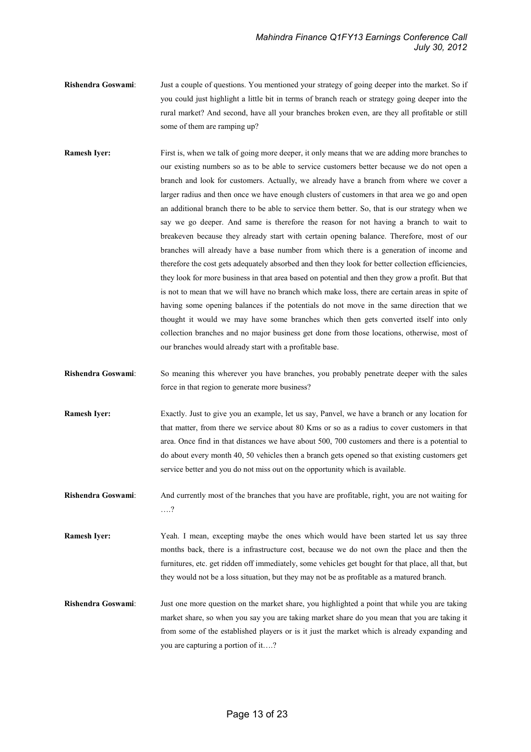**Rishendra Goswami**: Just a couple of questions. You mentioned your strategy of going deeper into the market. So if you could just highlight a little bit in terms of branch reach or strategy going deeper into the rural market? And second, have all your branches broken even, are they all profitable or still some of them are ramping up?

**Ramesh Iyer**: First is, when we talk of going more deeper, it only means that we are adding more branches to our existing numbers so as to be able to service customers better because we do not open a branch and look for customers. Actually, we already have a branch from where we cover a larger radius and then once we have enough clusters of customers in that area we go and open an additional branch there to be able to service them better. So, that is our strategy when we say we go deeper. And same is therefore the reason for not having a branch to wait to breakeven because they already start with certain opening balance. Therefore, most of our branches will already have a base number from which there is a generation of income and therefore the cost gets adequately absorbed and then they look for better collection efficiencies, they look for more business in that area based on potential and then they grow a profit. But that is not to mean that we will have no branch which make loss, there are certain areas in spite of having some opening balances if the potentials do not move in the same direction that we thought it would we may have some branches which then gets converted itself into only collection branches and no major business get done from those locations, otherwise, most of our branches would already start with a profitable base.

**Rishendra Goswami**: So meaning this wherever you have branches, you probably penetrate deeper with the sales force in that region to generate more business?

**Ramesh Iyer**: Exactly. Just to give you an example, let us say, Panvel, we have a branch or any location for that matter, from there we service about 80 Kms or so as a radius to cover customers in that area. Once find in that distances we have about 500, 700 customers and there is a potential to do about every month 40, 50 vehicles then a branch gets opened so that existing customers get service better and you do not miss out on the opportunity which is available.

**Rishendra Goswami**: And currently most of the branches that you have are profitable, right, you are not waiting for ….?

**Ramesh Iyer**: Yeah. I mean, excepting maybe the ones which would have been started let us say three months back, there is a infrastructure cost, because we do not own the place and then the furnitures, etc. get ridden off immediately, some vehicles get bought for that place, all that, but they would not be a loss situation, but they may not be as profitable as a matured branch.

**Rishendra Goswami**: Just one more question on the market share, you highlighted a point that while you are taking market share, so when you say you are taking market share do you mean that you are taking it from some of the established players or is it just the market which is already expanding and you are capturing a portion of it….?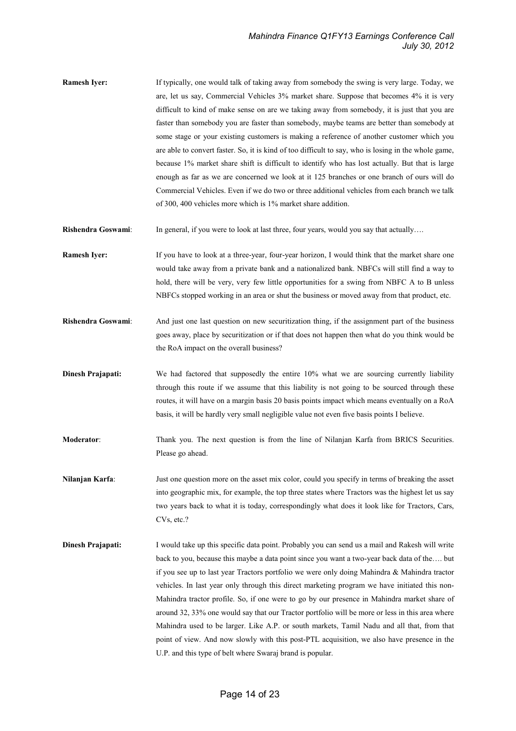**Ramesh Iyer:** If typically, one would talk of taking away from somebody the swing is very large. Today, we are, let us say, Commercial Vehicles 3% market share. Suppose that becomes 4% it is very difficult to kind of make sense on are we taking away from somebody, it is just that you are faster than somebody you are faster than somebody, maybe teams are better than somebody at some stage or your existing customers is making a reference of another customer which you are able to convert faster. So, it is kind of too difficult to say, who is losing in the whole game, because 1% market share shift is difficult to identify who has lost actually. But that is large enough as far as we are concerned we look at it 125 branches or one branch of ours will do Commercial Vehicles. Even if we do two or three additional vehicles from each branch we talk of 300, 400 vehicles more which is 1% market share addition.

**Rishendra Goswami**: In general, if you were to look at last three, four years, would you say that actually….

**Ramesh Iyer:** If you have to look at a three-year, four-year horizon, I would think that the market share one would take away from a private bank and a nationalized bank. NBFCs will still find a way to hold, there will be very, very few little opportunities for a swing from NBFC A to B unless NBFCs stopped working in an area or shut the business or moved away from that product, etc.

**Rishendra Goswami**: And just one last question on new securitization thing, if the assignment part of the business goes away, place by securitization or if that does not happen then what do you think would be the RoA impact on the overall business?

**Dinesh Prajapati:** We had factored that supposedly the entire 10% what we are sourcing currently liability through this route if we assume that this liability is not going to be sourced through these routes, it will have on a margin basis 20 basis points impact which means eventually on a RoA basis, it will be hardly very small negligible value not even five basis points I believe.

**Moderator**: Thank you. The next question is from the line of Nilanjan Karfa from BRICS Securities. Please go ahead.

**Nilanjan Karfa**: Just one question more on the asset mix color, could you specify in terms of breaking the asset into geographic mix, for example, the top three states where Tractors was the highest let us say two years back to what it is today, correspondingly what does it look like for Tractors, Cars, CVs, etc.?

**Dinesh Prajapati:** I would take up this specific data point. Probably you can send us a mail and Rakesh will write back to you, because this maybe a data point since you want a two-year back data of the…. but if you see up to last year Tractors portfolio we were only doing Mahindra & Mahindra tractor vehicles. In last year only through this direct marketing program we have initiated this non-Mahindra tractor profile. So, if one were to go by our presence in Mahindra market share of around 32, 33% one would say that our Tractor portfolio will be more or less in this area where Mahindra used to be larger. Like A.P. or south markets, Tamil Nadu and all that, from that point of view. And now slowly with this post-PTL acquisition, we also have presence in the U.P. and this type of belt where Swaraj brand is popular.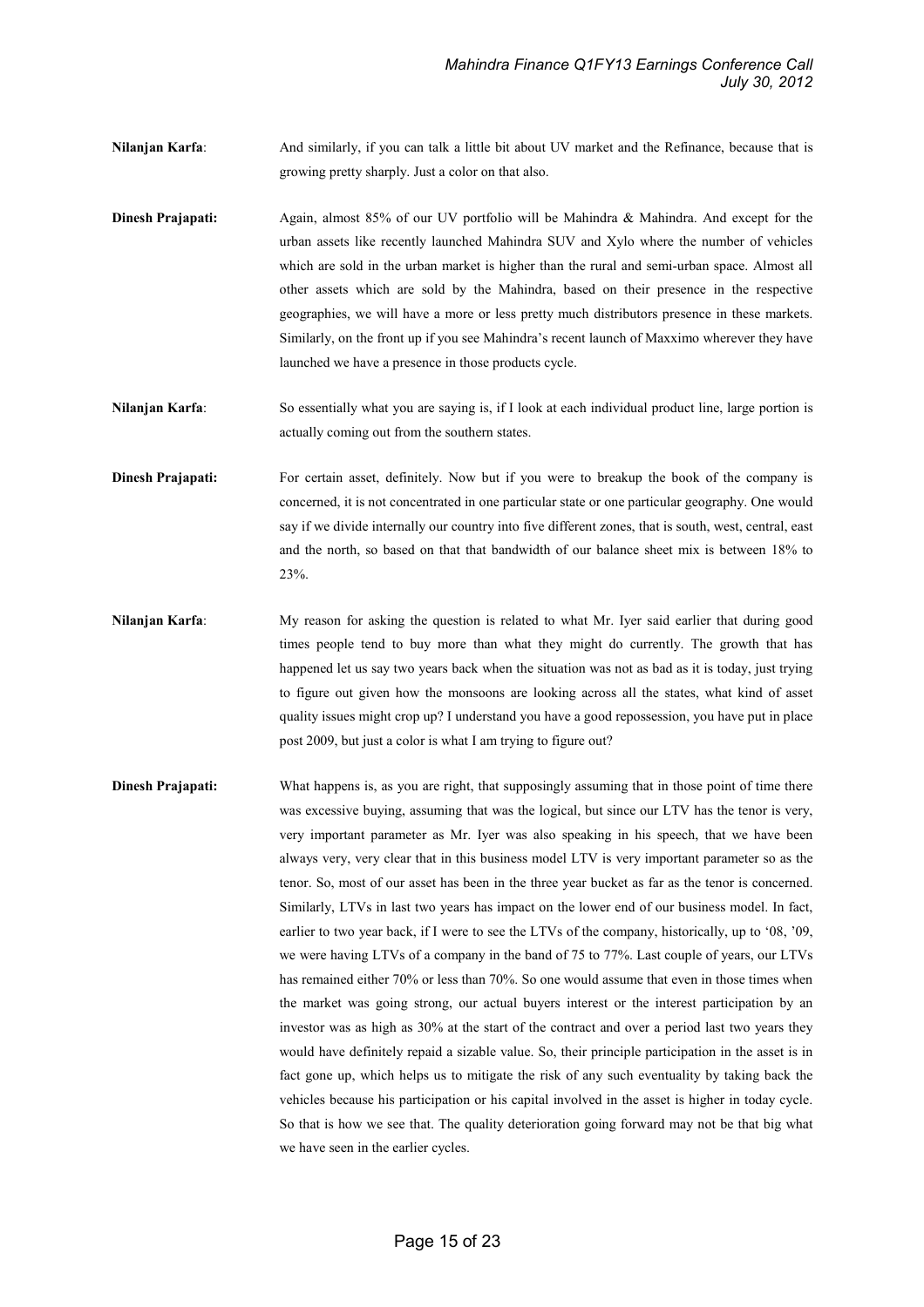**Nilanjan Karfa**: And similarly, if you can talk a little bit about UV market and the Refinance, because that is growing pretty sharply. Just a color on that also.

**Dinesh Prajapati:** Again, almost 85% of our UV portfolio will be Mahindra & Mahindra. And except for the urban assets like recently launched Mahindra SUV and Xylo where the number of vehicles which are sold in the urban market is higher than the rural and semi-urban space. Almost all other assets which are sold by the Mahindra, based on their presence in the respective geographies, we will have a more or less pretty much distributors presence in these markets. Similarly, on the front up if you see Mahindra's recent launch of Maxximo wherever they have launched we have a presence in those products cycle.

**Nilanjan Karfa**: So essentially what you are saying is, if I look at each individual product line, large portion is actually coming out from the southern states.

**Dinesh Prajapati:** For certain asset, definitely. Now but if you were to breakup the book of the company is concerned, it is not concentrated in one particular state or one particular geography. One would say if we divide internally our country into five different zones, that is south, west, central, east and the north, so based on that that bandwidth of our balance sheet mix is between 18% to 23%.

**Nilanjan Karfa**: My reason for asking the question is related to what Mr. Iyer said earlier that during good times people tend to buy more than what they might do currently. The growth that has happened let us say two years back when the situation was not as bad as it is today, just trying to figure out given how the monsoons are looking across all the states, what kind of asset quality issues might crop up? I understand you have a good repossession, you have put in place post 2009, but just a color is what I am trying to figure out?

**Dinesh Prajapati:** What happens is, as you are right, that supposingly assuming that in those point of time there was excessive buying, assuming that was the logical, but since our LTV has the tenor is very, very important parameter as Mr. Iyer was also speaking in his speech, that we have been always very, very clear that in this business model LTV is very important parameter so as the tenor. So, most of our asset has been in the three year bucket as far as the tenor is concerned. Similarly, LTVs in last two years has impact on the lower end of our business model. In fact, earlier to two year back, if I were to see the LTVs of the company, historically, up to '08, '09, we were having LTVs of a company in the band of 75 to 77%. Last couple of years, our LTVs has remained either 70% or less than 70%. So one would assume that even in those times when the market was going strong, our actual buyers interest or the interest participation by an investor was as high as 30% at the start of the contract and over a period last two years they would have definitely repaid a sizable value. So, their principle participation in the asset is in fact gone up, which helps us to mitigate the risk of any such eventuality by taking back the vehicles because his participation or his capital involved in the asset is higher in today cycle. So that is how we see that. The quality deterioration going forward may not be that big what we have seen in the earlier cycles.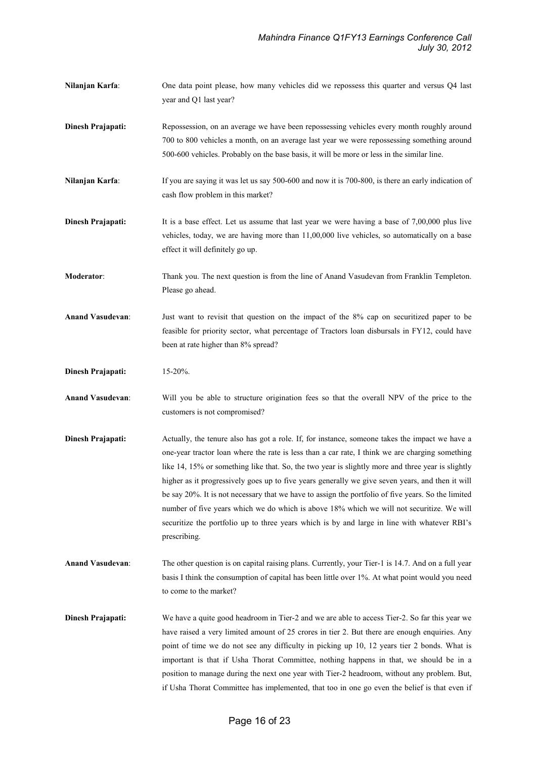**Nilanjan Karfa**: One data point please, how many vehicles did we repossess this quarter and versus Q4 last year and Q1 last year?

**Dinesh Prajapati:** Repossession, on an average we have been repossessing vehicles every month roughly around 700 to 800 vehicles a month, on an average last year we were repossessing something around 500-600 vehicles. Probably on the base basis, it will be more or less in the similar line.

**Nilanjan Karfa**: If you are saying it was let us say 500-600 and now it is 700-800, is there an early indication of cash flow problem in this market?

**Dinesh Prajapati:** It is a base effect. Let us assume that last year we were having a base of 7,00,000 plus live vehicles, today, we are having more than 11,00,000 live vehicles, so automatically on a base effect it will definitely go up.

**Moderator**: Thank you. The next question is from the line of Anand Vasudevan from Franklin Templeton. Please go ahead.

**Anand Vasudevan**: Just want to revisit that question on the impact of the 8% cap on securitized paper to be feasible for priority sector, what percentage of Tractors loan disbursals in FY12, could have been at rate higher than 8% spread?

**Dinesh Prajapati:** 15-20%.

**Anand Vasudevan**: Will you be able to structure origination fees so that the overall NPV of the price to the customers is not compromised?

**Dinesh Prajapati:** Actually, the tenure also has got a role. If, for instance, someone takes the impact we have a one-year tractor loan where the rate is less than a car rate, I think we are charging something like 14, 15% or something like that. So, the two year is slightly more and three year is slightly higher as it progressively goes up to five years generally we give seven years, and then it will be say 20%. It is not necessary that we have to assign the portfolio of five years. So the limited number of five years which we do which is above 18% which we will not securitize. We will securitize the portfolio up to three years which is by and large in line with whatever RBI's prescribing.

**Anand Vasudevan**: The other question is on capital raising plans. Currently, your Tier-1 is 14.7. And on a full year basis I think the consumption of capital has been little over 1%. At what point would you need to come to the market?

**Dinesh Prajapati:** We have a quite good headroom in Tier-2 and we are able to access Tier-2. So far this year we have raised a very limited amount of 25 crores in tier 2. But there are enough enquiries. Any point of time we do not see any difficulty in picking up 10, 12 years tier 2 bonds. What is important is that if Usha Thorat Committee, nothing happens in that, we should be in a position to manage during the next one year with Tier-2 headroom, without any problem. But, if Usha Thorat Committee has implemented, that too in one go even the belief is that even if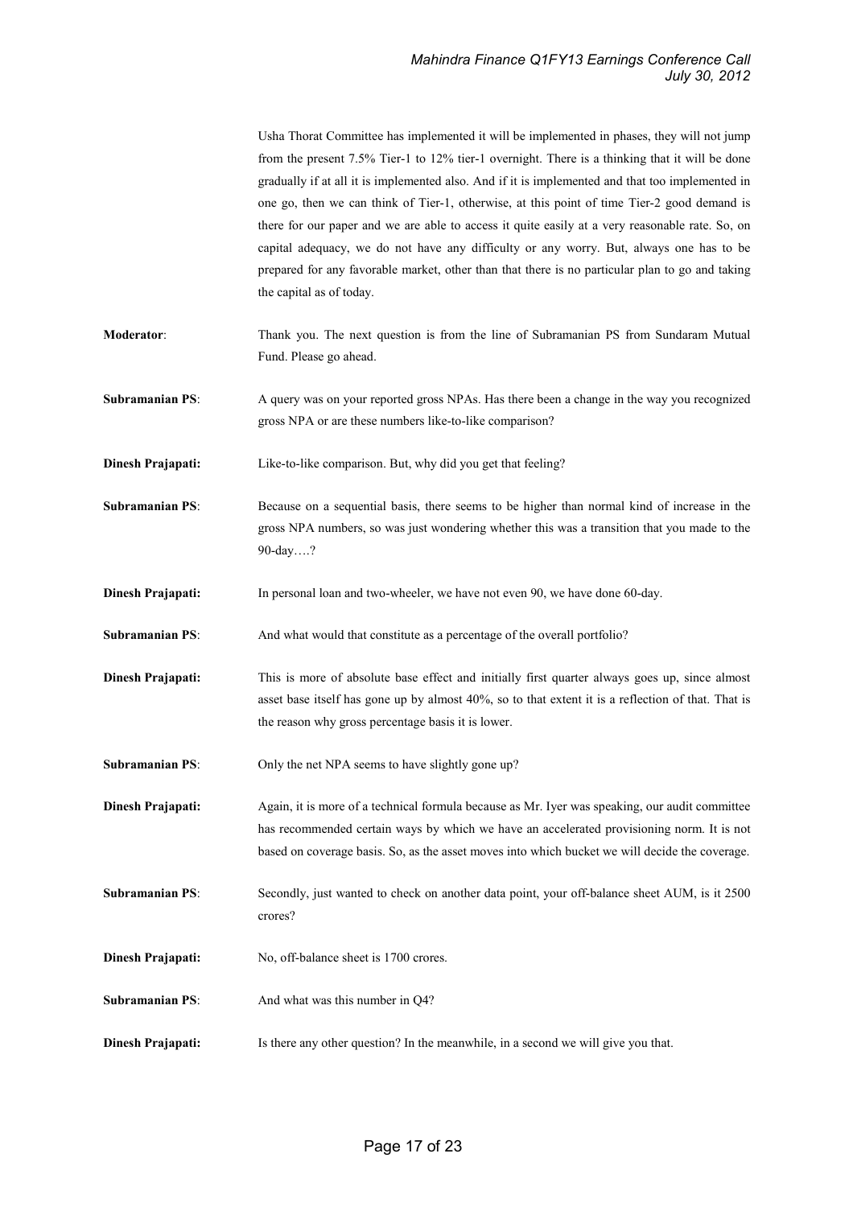Usha Thorat Committee has implemented it will be implemented in phases, they will not jump from the present 7.5% Tier-1 to 12% tier-1 overnight. There is a thinking that it will be done gradually if at all it is implemented also. And if it is implemented and that too implemented in one go, then we can think of Tier-1, otherwise, at this point of time Tier-2 good demand is there for our paper and we are able to access it quite easily at a very reasonable rate. So, on capital adequacy, we do not have any difficulty or any worry. But, always one has to be prepared for any favorable market, other than that there is no particular plan to go and taking the capital as of today.

**Moderator**: Thank you. The next question is from the line of Subramanian PS from Sundaram Mutual Fund. Please go ahead.

**Subramanian PS**: A query was on your reported gross NPAs. Has there been a change in the way you recognized gross NPA or are these numbers like-to-like comparison?

**Dinesh Prajapati:** Like-to-like comparison. But, why did you get that feeling?

**Subramanian PS**: Because on a sequential basis, there seems to be higher than normal kind of increase in the gross NPA numbers, so was just wondering whether this was a transition that you made to the 90-day….?

**Dinesh Prajapati:** In personal loan and two-wheeler, we have not even 90, we have done 60-day.

**Subramanian PS**: And what would that constitute as a percentage of the overall portfolio?

**Dinesh Prajapati:** This is more of absolute base effect and initially first quarter always goes up, since almost asset base itself has gone up by almost 40%, so to that extent it is a reflection of that. That is the reason why gross percentage basis it is lower.

**Subramanian PS**: Only the net NPA seems to have slightly gone up?

**Dinesh Prajapati:** Again, it is more of a technical formula because as Mr. Iyer was speaking, our audit committee has recommended certain ways by which we have an accelerated provisioning norm. It is not based on coverage basis. So, as the asset moves into which bucket we will decide the coverage.

**Subramanian PS**: Secondly, just wanted to check on another data point, your off-balance sheet AUM, is it 2500 crores?

**Dinesh Prajapati:** No, off-balance sheet is 1700 crores.

**Subramanian PS**: And what was this number in Q4?

**Dinesh Prajapati:** Is there any other question? In the meanwhile, in a second we will give you that.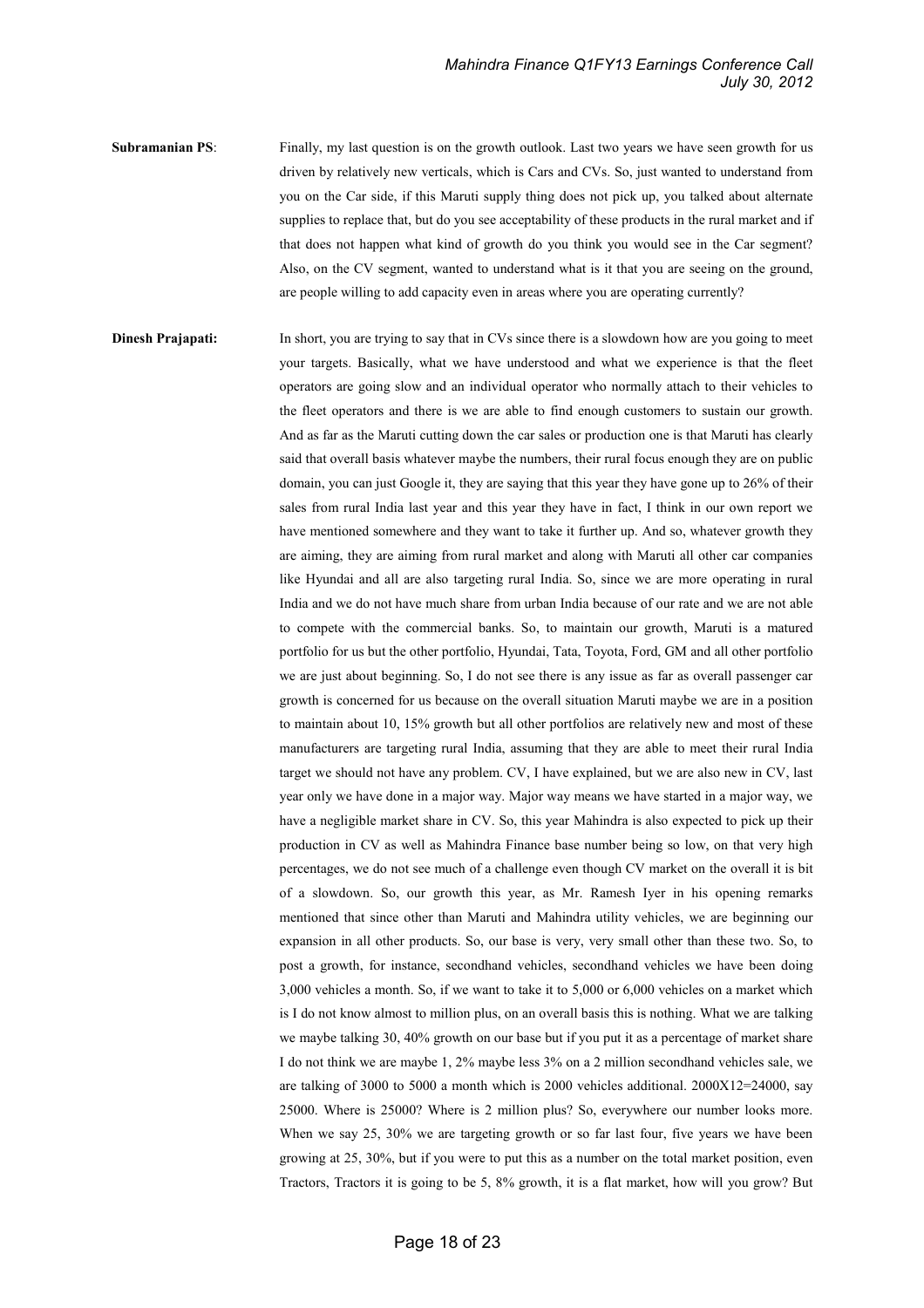**Subramanian PS**: Finally, my last question is on the growth outlook. Last two years we have seen growth for us driven by relatively new verticals, which is Cars and CVs. So, just wanted to understand from you on the Car side, if this Maruti supply thing does not pick up, you talked about alternate supplies to replace that, but do you see acceptability of these products in the rural market and if that does not happen what kind of growth do you think you would see in the Car segment? Also, on the CV segment, wanted to understand what is it that you are seeing on the ground, are people willing to add capacity even in areas where you are operating currently?

**Dinesh Prajapati:** In short, you are trying to say that in CVs since there is a slowdown how are you going to meet your targets. Basically, what we have understood and what we experience is that the fleet operators are going slow and an individual operator who normally attach to their vehicles to the fleet operators and there is we are able to find enough customers to sustain our growth. And as far as the Maruti cutting down the car sales or production one is that Maruti has clearly said that overall basis whatever maybe the numbers, their rural focus enough they are on public domain, you can just Google it, they are saying that this year they have gone up to 26% of their sales from rural India last year and this year they have in fact, I think in our own report we have mentioned somewhere and they want to take it further up. And so, whatever growth they are aiming, they are aiming from rural market and along with Maruti all other car companies like Hyundai and all are also targeting rural India. So, since we are more operating in rural India and we do not have much share from urban India because of our rate and we are not able to compete with the commercial banks. So, to maintain our growth, Maruti is a matured portfolio for us but the other portfolio, Hyundai, Tata, Toyota, Ford, GM and all other portfolio we are just about beginning. So, I do not see there is any issue as far as overall passenger car growth is concerned for us because on the overall situation Maruti maybe we are in a position to maintain about 10, 15% growth but all other portfolios are relatively new and most of these manufacturers are targeting rural India, assuming that they are able to meet their rural India target we should not have any problem. CV, I have explained, but we are also new in CV, last year only we have done in a major way. Major way means we have started in a major way, we have a negligible market share in CV. So, this year Mahindra is also expected to pick up their production in CV as well as Mahindra Finance base number being so low, on that very high percentages, we do not see much of a challenge even though CV market on the overall it is bit of a slowdown. So, our growth this year, as Mr. Ramesh Iyer in his opening remarks mentioned that since other than Maruti and Mahindra utility vehicles, we are beginning our expansion in all other products. So, our base is very, very small other than these two. So, to post a growth, for instance, secondhand vehicles, secondhand vehicles we have been doing 3,000 vehicles a month. So, if we want to take it to 5,000 or 6,000 vehicles on a market which is I do not know almost to million plus, on an overall basis this is nothing. What we are talking we maybe talking 30, 40% growth on our base but if you put it as a percentage of market share I do not think we are maybe 1, 2% maybe less 3% on a 2 million secondhand vehicles sale, we are talking of 3000 to 5000 a month which is 2000 vehicles additional. 2000X12=24000, say 25000. Where is 25000? Where is 2 million plus? So, everywhere our number looks more. When we say 25, 30% we are targeting growth or so far last four, five years we have been growing at 25, 30%, but if you were to put this as a number on the total market position, even Tractors, Tractors it is going to be 5, 8% growth, it is a flat market, how will you grow? But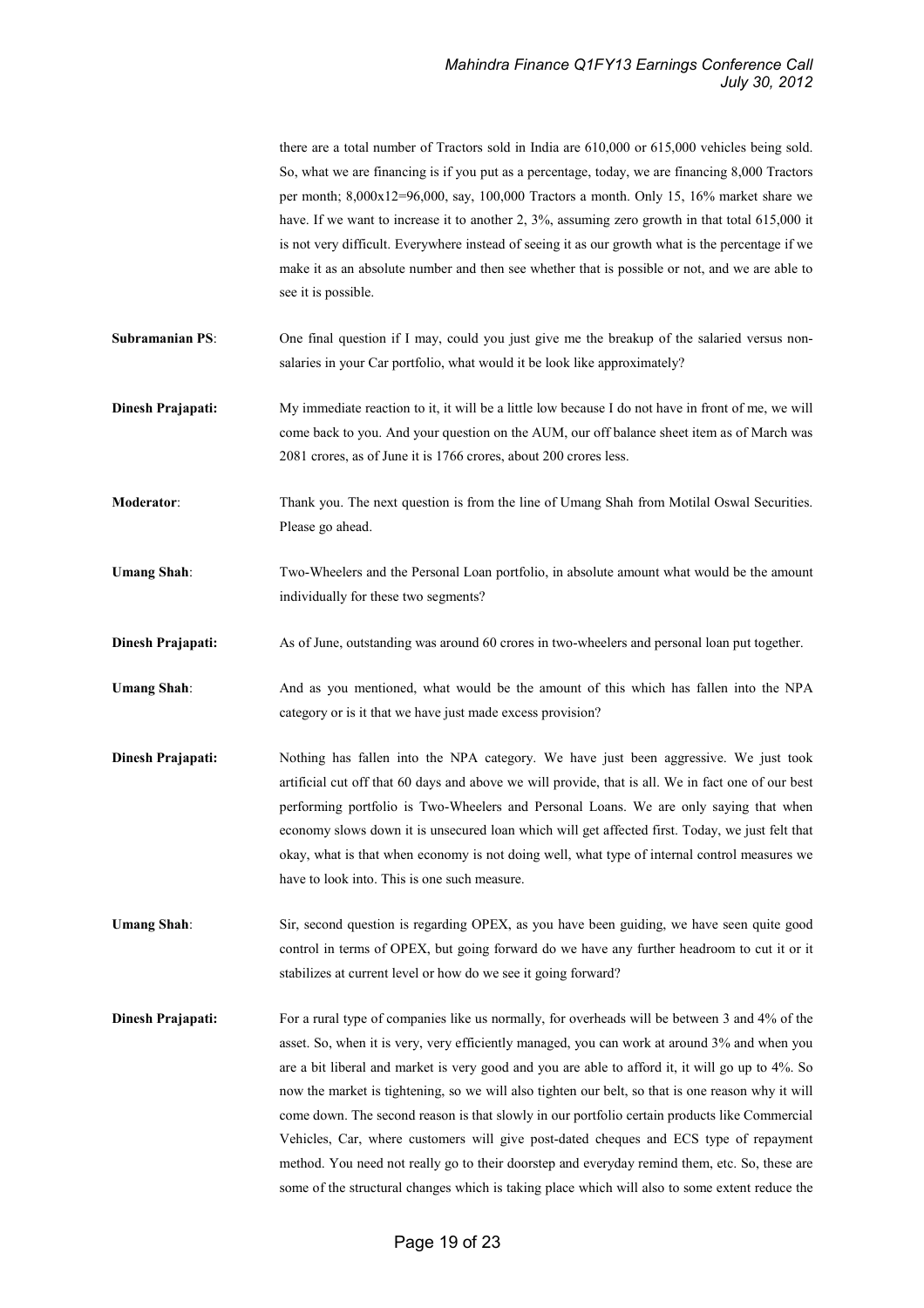there are a total number of Tractors sold in India are 610,000 or 615,000 vehicles being sold. So, what we are financing is if you put as a percentage, today, we are financing 8,000 Tractors per month; 8,000x12=96,000, say, 100,000 Tractors a month. Only 15, 16% market share we have. If we want to increase it to another 2, 3%, assuming zero growth in that total 615,000 it is not very difficult. Everywhere instead of seeing it as our growth what is the percentage if we make it as an absolute number and then see whether that is possible or not, and we are able to see it is possible.

**Subramanian PS**: One final question if I may, could you just give me the breakup of the salaried versus non-salaries in your Car portfolio, what would it be look like approximately?

**Dinesh Prajapati:** My immediate reaction to it, it will be a little low because I do not have in front of me, we will come back to you. And your question on the AUM, our off balance sheet item as of March was 2081 crores, as of June it is 1766 crores, about 200 crores less.

**Moderator**: Thank you. The next question is from the line of Umang Shah from Motilal Oswal Securities. Please go ahead.

**Umang Shah**: Two-Wheelers and the Personal Loan portfolio, in absolute amount what would be the amount individually for these two segments?

**Dinesh Prajapati:** As of June, outstanding was around 60 crores in two-wheelers and personal loan put together.

**Umang Shah**: And as you mentioned, what would be the amount of this which has fallen into the NPA category or is it that we have just made excess provision?

**Dinesh Prajapati:** Nothing has fallen into the NPA category. We have just been aggressive. We just took artificial cut off that 60 days and above we will provide, that is all. We in fact one of our best performing portfolio is Two-Wheelers and Personal Loans. We are only saying that when economy slows down it is unsecured loan which will get affected first. Today, we just felt that okay, what is that when economy is not doing well, what type of internal control measures we have to look into. This is one such measure.

**Umang Shah**: Sir, second question is regarding OPEX, as you have been guiding, we have seen quite good control in terms of OPEX, but going forward do we have any further headroom to cut it or it stabilizes at current level or how do we see it going forward?

**Dinesh Prajapati:** For a rural type of companies like us normally, for overheads will be between 3 and 4% of the asset. So, when it is very, very efficiently managed, you can work at around 3% and when you are a bit liberal and market is very good and you are able to afford it, it will go up to 4%. So now the market is tightening, so we will also tighten our belt, so that is one reason why it will come down. The second reason is that slowly in our portfolio certain products like Commercial Vehicles, Car, where customers will give post-dated cheques and ECS type of repayment method. You need not really go to their doorstep and everyday remind them, etc. So, these are some of the structural changes which is taking place which will also to some extent reduce the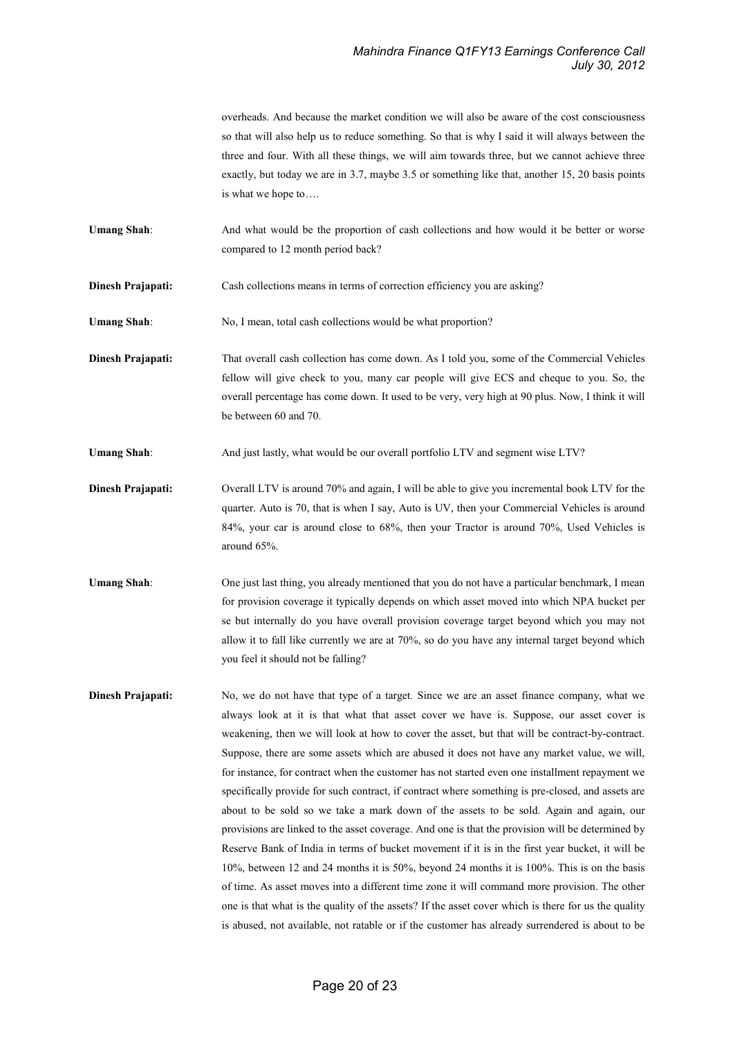overheads. And because the market condition we will also be aware of the cost consciousness so that will also help us to reduce something. So that is why I said it will always between the three and four. With all these things, we will aim towards three, but we cannot achieve three exactly, but today we are in 3.7, maybe 3.5 or something like that, another 15, 20 basis points is what we hope to….

**Umang Shah**: And what would be the proportion of cash collections and how would it be better or worse compared to 12 month period back?

**Dinesh Prajapati:** Cash collections means in terms of correction efficiency you are asking?

**Umang Shah**: No, I mean, total cash collections would be what proportion?

**Dinesh Prajapati:** That overall cash collection has come down. As I told you, some of the Commercial Vehicles fellow will give check to you, many car people will give ECS and cheque to you. So, the overall percentage has come down. It used to be very, very high at 90 plus. Now, I think it will be between 60 and 70.

**Umang Shah**: And just lastly, what would be our overall portfolio LTV and segment wise LTV?

**Dinesh Prajapati:** Overall LTV is around 70% and again, I will be able to give you incremental book LTV for the quarter. Auto is 70, that is when I say, Auto is UV, then your Commercial Vehicles is around 84%, your car is around close to 68%, then your Tractor is around 70%, Used Vehicles is around 65%.

**Umang Shah**: One just last thing, you already mentioned that you do not have a particular benchmark, I mean for provision coverage it typically depends on which asset moved into which NPA bucket per se but internally do you have overall provision coverage target beyond which you may not allow it to fall like currently we are at 70%, so do you have any internal target beyond which you feel it should not be falling?

**Dinesh Prajapati:** No, we do not have that type of a target. Since we are an asset finance company, what we always look at it is that what that asset cover we have is. Suppose, our asset cover is weakening, then we will look at how to cover the asset, but that will be contract-by-contract. Suppose, there are some assets which are abused it does not have any market value, we will, for instance, for contract when the customer has not started even one installment repayment we specifically provide for such contract, if contract where something is pre-closed, and assets are about to be sold so we take a mark down of the assets to be sold. Again and again, our provisions are linked to the asset coverage. And one is that the provision will be determined by Reserve Bank of India in terms of bucket movement if it is in the first year bucket, it will be 10%, between 12 and 24 months it is 50%, beyond 24 months it is 100%. This is on the basis of time. As asset moves into a different time zone it will command more provision. The other one is that what is the quality of the assets? If the asset cover which is there for us the quality is abused, not available, not ratable or if the customer has already surrendered is about to be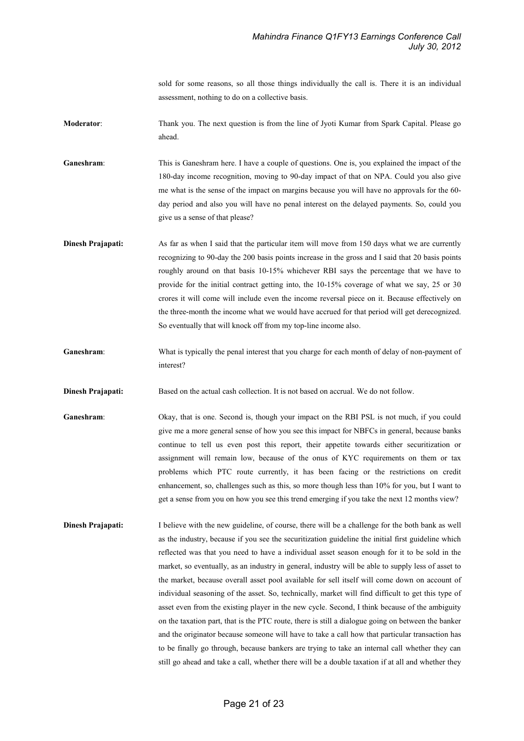sold for some reasons, so all those things individually the call is. There it is an individual assessment, nothing to do on a collective basis.

**Moderator**: Thank you. The next question is from the line of Jyoti Kumar from Spark Capital. Please go ahead.

**Ganeshram**: This is Ganeshram here. I have a couple of questions. One is, you explained the impact of the 180-day income recognition, moving to 90-day impact of that on NPA. Could you also give me what is the sense of the impact on margins because you will have no approvals for the 60-day period and also you will have no penal interest on the delayed payments. So, could you give us a sense of that please?

**Dinesh Prajapati:** As far as when I said that the particular item will move from 150 days what we are currently recognizing to 90-day the 200 basis points increase in the gross and I said that 20 basis points roughly around on that basis 10-15% whichever RBI says the percentage that we have to provide for the initial contract getting into, the 10-15% coverage of what we say, 25 or 30 crores it will come will include even the income reversal piece on it. Because effectively on the three-month the income what we would have accrued for that period will get derecognized. So eventually that will knock off from my top-line income also.

**Ganeshram**: What is typically the penal interest that you charge for each month of delay of non-payment of interest?

**Dinesh Prajapati:** Based on the actual cash collection. It is not based on accrual. We do not follow.

**Ganeshram**: Okay, that is one. Second is, though your impact on the RBI PSL is not much, if you could give me a more general sense of how you see this impact for NBFCs in general, because banks continue to tell us even post this report, their appetite towards either securitization or assignment will remain low, because of the onus of KYC requirements on them or tax problems which PTC route currently, it has been facing or the restrictions on credit enhancement, so, challenges such as this, so more though less than 10% for you, but I want to get a sense from you on how you see this trend emerging if you take the next 12 months view?

**Dinesh Prajapati:** I believe with the new guideline, of course, there will be a challenge for the both bank as well as the industry, because if you see the securitization guideline the initial first guideline which reflected was that you need to have a individual asset season enough for it to be sold in the market, so eventually, as an industry in general, industry will be able to supply less of asset to the market, because overall asset pool available for sell itself will come down on account of individual seasoning of the asset. So, technically, market will find difficult to get this type of asset even from the existing player in the new cycle. Second, I think because of the ambiguity on the taxation part, that is the PTC route, there is still a dialogue going on between the banker and the originator because someone will have to take a call how that particular transaction has to be finally go through, because bankers are trying to take an internal call whether they can still go ahead and take a call, whether there will be a double taxation if at all and whether they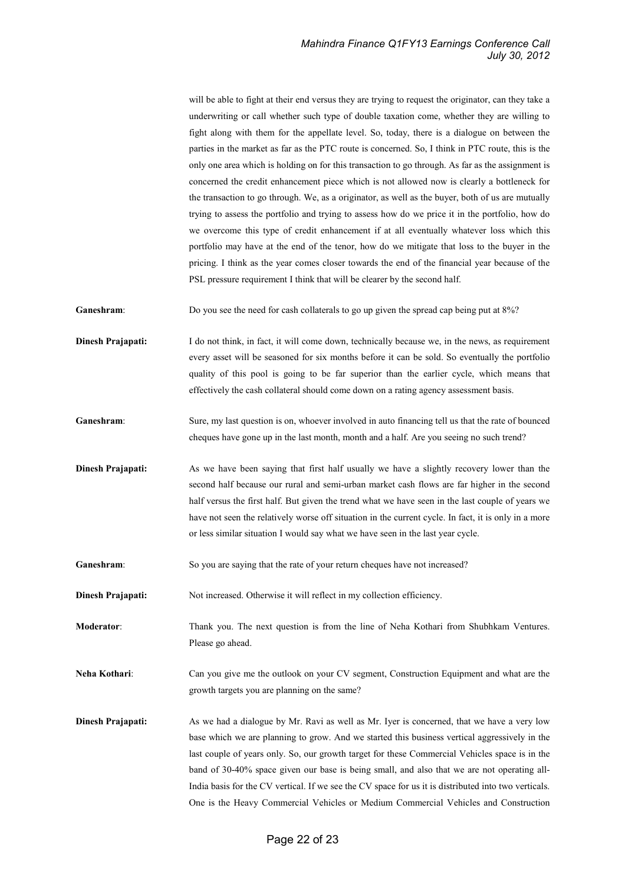will be able to fight at their end versus they are trying to request the originator, can they take a underwriting or call whether such type of double taxation come, whether they are willing to fight along with them for the appellate level. So, today, there is a dialogue on between the parties in the market as far as the PTC route is concerned. So, I think in PTC route, this is the only one area which is holding on for this transaction to go through. As far as the assignment is concerned the credit enhancement piece which is not allowed now is clearly a bottleneck for the transaction to go through. We, as a originator, as well as the buyer, both of us are mutually trying to assess the portfolio and trying to assess how do we price it in the portfolio, how do we overcome this type of credit enhancement if at all eventually whatever loss which this portfolio may have at the end of the tenor, how do we mitigate that loss to the buyer in the pricing. I think as the year comes closer towards the end of the financial year because of the PSL pressure requirement I think that will be clearer by the second half.

**Ganeshram**: Do you see the need for cash collaterals to go up given the spread cap being put at 8%?

**Dinesh Prajapati:** I do not think, in fact, it will come down, technically because we, in the news, as requirement every asset will be seasoned for six months before it can be sold. So eventually the portfolio quality of this pool is going to be far superior than the earlier cycle, which means that effectively the cash collateral should come down on a rating agency assessment basis.

**Ganeshram**: Sure, my last question is on, whoever involved in auto financing tell us that the rate of bounced cheques have gone up in the last month, month and a half. Are you seeing no such trend?

**Dinesh Prajapati:** As we have been saying that first half usually we have a slightly recovery lower than the second half because our rural and semi-urban market cash flows are far higher in the second half versus the first half. But given the trend what we have seen in the last couple of years we have not seen the relatively worse off situation in the current cycle. In fact, it is only in a more or less similar situation I would say what we have seen in the last year cycle.

**Ganeshram**: So you are saying that the rate of your return cheques have not increased?

**Dinesh Prajapati:** Not increased. Otherwise it will reflect in my collection efficiency.

**Moderator**: Thank you. The next question is from the line of Neha Kothari from Shubhkam Ventures. Please go ahead.

**Neha Kothari**: Can you give me the outlook on your CV segment, Construction Equipment and what are the growth targets you are planning on the same?

**Dinesh Prajapati:** As we had a dialogue by Mr. Ravi as well as Mr. Iyer is concerned, that we have a very low base which we are planning to grow. And we started this business vertical aggressively in the last couple of years only. So, our growth target for these Commercial Vehicles space is in the band of 30-40% space given our base is being small, and also that we are not operating all-India basis for the CV vertical. If we see the CV space for us it is distributed into two verticals. One is the Heavy Commercial Vehicles or Medium Commercial Vehicles and Construction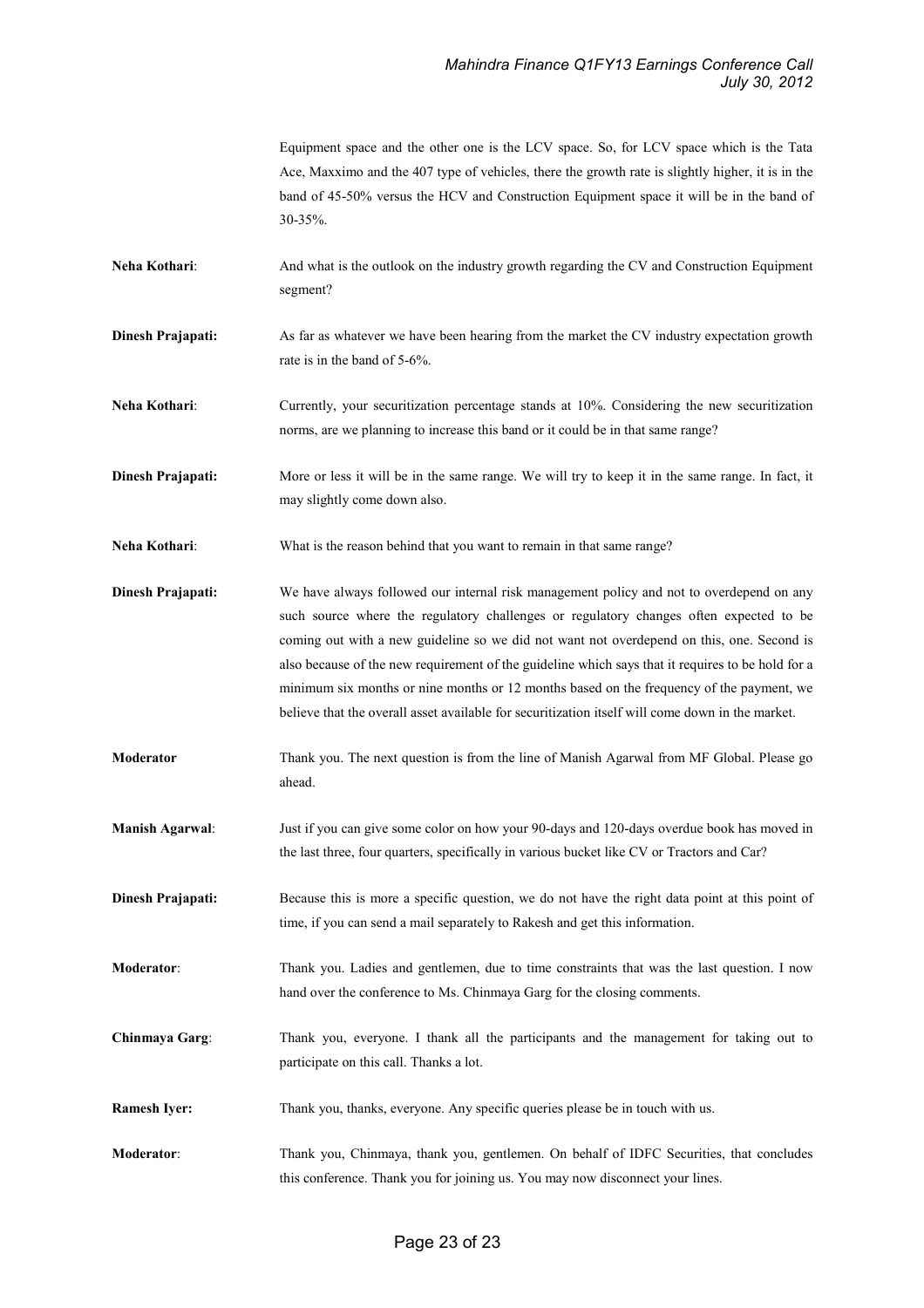Equipment space and the other one is the LCV space. So, for LCV space which is the Tata Ace, Maxximo and the 407 type of vehicles, there the growth rate is slightly higher, it is in the band of 45-50% versus the HCV and Construction Equipment space it will be in the band of 30-35%.

**Neha Kothari**: And what is the outlook on the industry growth regarding the CV and Construction Equipment segment?

**Dinesh Prajapati:** As far as whatever we have been hearing from the market the CV industry expectation growth rate is in the band of 5-6%.

**Neha Kothari**: Currently, your securitization percentage stands at 10%. Considering the new securitization norms, are we planning to increase this band or it could be in that same range?

**Dinesh Prajapati:** More or less it will be in the same range. We will try to keep it in the same range. In fact, it may slightly come down also.

**Neha Kothari**: What is the reason behind that you want to remain in that same range?

**Dinesh Prajapati:** We have always followed our internal risk management policy and not to overdepend on any such source where the regulatory challenges or regulatory changes often expected to be coming out with a new guideline so we did not want not overdepend on this, one. Second is also because of the new requirement of the guideline which says that it requires to be hold for a minimum six months or nine months or 12 months based on the frequency of the payment, we believe that the overall asset available for securitization itself will come down in the market.

**Moderator** Thank you. The next question is from the line of Manish Agarwal from MF Global. Please go ahead.

**Manish Agarwal**: Just if you can give some color on how your 90-days and 120-days overdue book has moved in the last three, four quarters, specifically in various bucket like CV or Tractors and Car?

**Dinesh Prajapati:** Because this is more a specific question, we do not have the right data point at this point of time, if you can send a mail separately to Rakesh and get this information.

**Moderator**: Thank you. Ladies and gentlemen, due to time constraints that was the last question. I now hand over the conference to Ms. Chinmaya Garg for the closing comments.

**Chinmaya Garg**: Thank you, everyone. I thank all the participants and the management for taking out to participate on this call. Thanks a lot.

**Ramesh Iyer:** Thank you, thanks, everyone. Any specific queries please be in touch with us.

**Moderator**: Thank you, Chinmaya, thank you, gentlemen. On behalf of IDFC Securities, that concludes this conference. Thank you for joining us. You may now disconnect your lines.